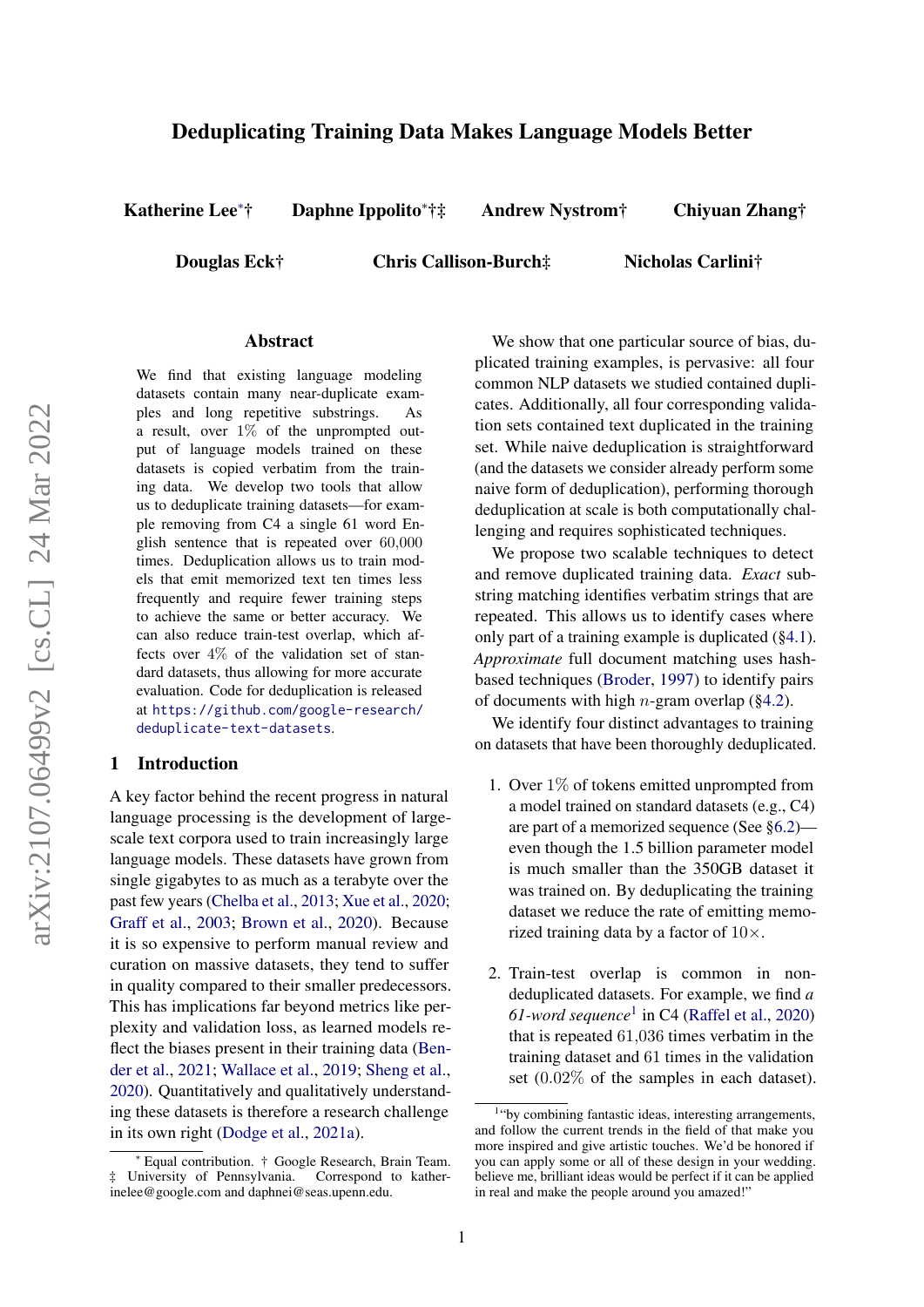# Deduplicating Training Data Makes Language Models Better

**Katherine Lee**[∗†] **Daphne Ippolito**[∗†‡] **Andrew Nystrom**[†] **Chiyuan Zhang**[†]

**Douglas Eck**[†] **Chris Callison-Burch**[‡] **Nicholas Carlini**[†]

## Abstract

We find that existing language modeling datasets contain many near-duplicate examples and long repetitive substrings. As a result, over 1% of the unprompted output of language models trained on these datasets is copied verbatim from the training data. We develop two tools that allow us to deduplicate training datasets—for example removing from C4 a single 61 word English sentence that is repeated over 60,000 times. Deduplication allows us to train models that emit memorized text ten times less frequently and require fewer training steps to achieve the same or better accuracy. We can also reduce train-test overlap, which affects over 4% of the validation set of standard datasets, thus allowing for more accurate evaluation. Code for deduplication is released at https://github.com/google-research/deduplicate-text-datasets.

## 1 Introduction

A key factor behind the recent progress in natural language processing is the development of large-scale text corpora used to train increasingly large language models. These datasets have grown from single gigabytes to as much as a terabyte over the past few years (Chelba et al., 2013; Xue et al., 2020; Graff et al., 2003; Brown et al., 2020). Because it is so expensive to perform manual review and curation on massive datasets, they tend to suffer in quality compared to their smaller predecessors. This has implications far beyond metrics like perplexity and validation loss, as learned models reflect the biases present in their training data (Bender et al., 2021; Wallace et al., 2019; Sheng et al., 2020). Quantitatively and qualitatively understanding these datasets is therefore a research challenge in its own right (Dodge et al., 2021a).

We show that one particular source of bias, duplicated training examples, is pervasive: all four common NLP datasets we studied contained duplicates. Additionally, all four corresponding validation sets contained text duplicated in the training set. While naive deduplication is straightforward (and the datasets we consider already perform some naive form of deduplication), performing thorough deduplication at scale is both computationally challenging and requires sophisticated techniques.

We propose two scalable techniques to detect and remove duplicated training data. *Exact* substring matching identifies verbatim strings that are repeated. This allows us to identify cases where only part of a training example is duplicated (§4.1). *Approximate* full document matching uses hash-based techniques (Broder, 1997) to identify pairs of documents with high $n$-gram overlap (§4.2).

We identify four distinct advantages to training on datasets that have been thoroughly deduplicated.

1. Over 1% of tokens emitted unprompted from a model trained on standard datasets (e.g., C4) are part of a memorized sequence (See §6.2)—even though the 1.5 billion parameter model is much smaller than the 350GB dataset it was trained on. By deduplicating the training dataset we reduce the rate of emitting memorized training data by a factor of 10×.

2. Train-test overlap is common in non-deduplicated datasets. For example, we find *a 61-word sequence*[1] in C4 (Raffel et al., 2020) that is repeated 61,036 times verbatim in the training dataset and 61 times in the validation set (0.02% of the samples in each dataset).

---

∗ Equal contribution. † Google Research, Brain Team. ‡ University of Pennsylvania. Correspond to katherinelee@google.com and daphnei@seas.upenn.edu.

[1] "by combining fantastic ideas, interesting arrangements, and follow the current trends in the field of that make you more inspired and give artistic touches. We'd be honored if you can apply some or all of these design in your wedding. believe me, brilliant ideas would be perfect if it can be applied in real and make the people around you amazed!"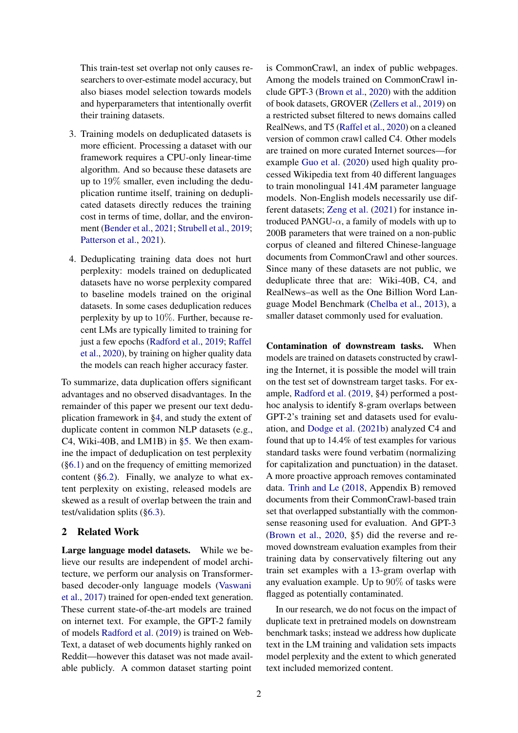This train-test set overlap not only causes researchers to over-estimate model accuracy, but also biases model selection towards models and hyperparameters that intentionally overfit their training datasets.

3. Training models on deduplicated datasets is more efficient. Processing a dataset with our framework requires a CPU-only linear-time algorithm. And so because these datasets are up to 19% smaller, even including the deduplication runtime itself, training on deduplicated datasets directly reduces the training cost in terms of time, dollar, and the environment (Bender et al., 2021; Strubell et al., 2019; Patterson et al., 2021).

4. Deduplicating training data does not hurt perplexity: models trained on deduplicated datasets have no worse perplexity compared to baseline models trained on the original datasets. In some cases deduplication reduces perplexity by up to 10%. Further, because recent LMs are typically limited to training for just a few epochs (Radford et al., 2019; Raffel et al., 2020), by training on higher quality data the models can reach higher accuracy faster.

To summarize, data duplication offers significant advantages and no observed disadvantages. In the remainder of this paper we present our text deduplication framework in §4, and study the extent of duplicate content in common NLP datasets (e.g., C4, Wiki-40B, and LM1B) in §5. We then examine the impact of deduplication on test perplexity (§6.1) and on the frequency of emitting memorized content (§6.2). Finally, we analyze to what extent perplexity on existing, released models are skewed as a result of overlap between the train and test/validation splits (§6.3).

## 2 Related Work

**Large language model datasets.** While we believe our results are independent of model architecture, we perform our analysis on Transformer-based decoder-only language models (Vaswani et al., 2017) trained for open-ended text generation. These current state-of-the-art models are trained on internet text. For example, the GPT-2 family of models Radford et al. (2019) is trained on WebText, a dataset of web documents highly ranked on Reddit—however this dataset was not made available publicly. A common dataset starting point is CommonCrawl, an index of public webpages. Among the models trained on CommonCrawl include GPT-3 (Brown et al., 2020) with the addition of book datasets, GROVER (Zellers et al., 2019) on a restricted subset filtered to news domains called RealNews, and T5 (Raffel et al., 2020) on a cleaned version of common crawl called C4. Other models are trained on more curated Internet sources—for example Guo et al. (2020) used high quality processed Wikipedia text from 40 different languages to train monolingual 141.4M parameter language models. Non-English models necessarily use different datasets; Zeng et al. (2021) for instance introduced PANGU-$\alpha$, a family of models with up to 200B parameters that were trained on a non-public corpus of cleaned and filtered Chinese-language documents from CommonCrawl and other sources. Since many of these datasets are not public, we deduplicate three that are: Wiki-40B, C4, and RealNews–as well as the One Billion Word Language Model Benchmark (Chelba et al., 2013), a smaller dataset commonly used for evaluation.

**Contamination of downstream tasks.** When models are trained on datasets constructed by crawling the Internet, it is possible the model will train on the test set of downstream target tasks. For example, Radford et al. (2019, §4) performed a post-hoc analysis to identify 8-gram overlaps between GPT-2's training set and datasets used for evaluation, and Dodge et al. (2021b) analyzed C4 and found that up to 14.4% of test examples for various standard tasks were found verbatim (normalizing for capitalization and punctuation) in the dataset. A more proactive approach removes contaminated data. Trinh and Le (2018, Appendix B) removed documents from their CommonCrawl-based train set that overlapped substantially with the commonsense reasoning used for evaluation. And GPT-3 (Brown et al., 2020, §5) did the reverse and removed downstream evaluation examples from their training data by conservatively filtering out any train set examples with a 13-gram overlap with any evaluation example. Up to 90% of tasks were flagged as potentially contaminated.

In our research, we do not focus on the impact of duplicate text in pretrained models on downstream benchmark tasks; instead we address how duplicate text in the LM training and validation sets impacts model perplexity and the extent to which generated text included memorized content.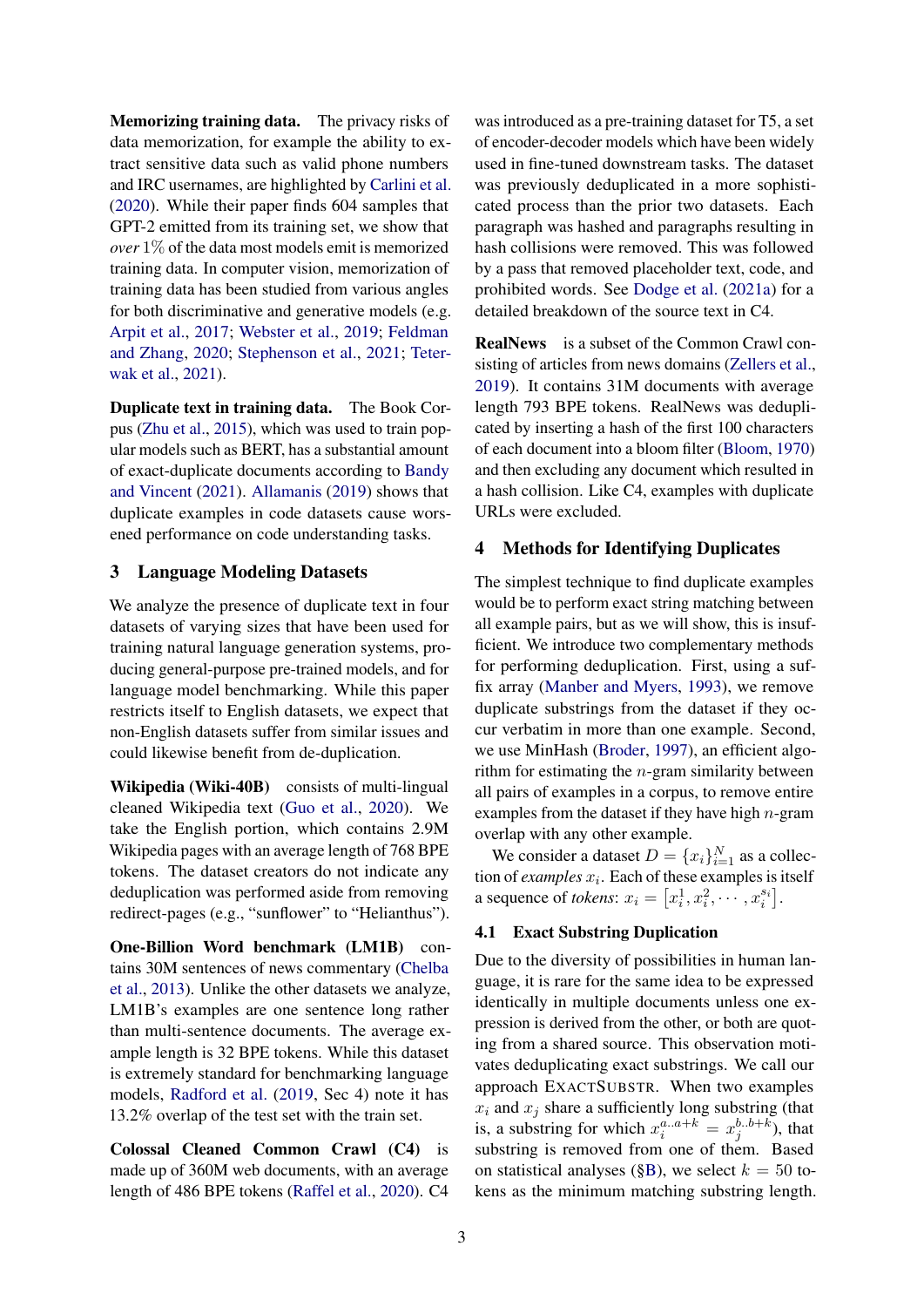**Memorizing training data.** The privacy risks of data memorization, for example the ability to extract sensitive data such as valid phone numbers and IRC usernames, are highlighted by Carlini et al. (2020). While their paper finds 604 samples that GPT-2 emitted from its training set, we show that *over* $1\%$ of the data most models emit is memorized training data. In computer vision, memorization of training data has been studied from various angles for both discriminative and generative models (e.g. Arpit et al., 2017; Webster et al., 2019; Feldman and Zhang, 2020; Stephenson et al., 2021; Teterwak et al., 2021).

**Duplicate text in training data.** The Book Corpus (Zhu et al., 2015), which was used to train popular models such as BERT, has a substantial amount of exact-duplicate documents according to Bandy and Vincent (2021). Allamanis (2019) shows that duplicate examples in code datasets cause worsened performance on code understanding tasks.

## 3 Language Modeling Datasets

We analyze the presence of duplicate text in four datasets of varying sizes that have been used for training natural language generation systems, producing general-purpose pre-trained models, and for language model benchmarking. While this paper restricts itself to English datasets, we expect that non-English datasets suffer from similar issues and could likewise benefit from de-duplication.

**Wikipedia (Wiki-40B)** consists of multi-lingual cleaned Wikipedia text (Guo et al., 2020). We take the English portion, which contains 2.9M Wikipedia pages with an average length of 768 BPE tokens. The dataset creators do not indicate any deduplication was performed aside from removing redirect-pages (e.g., "sunflower" to "Helianthus").

**One-Billion Word benchmark (LM1B)** contains 30M sentences of news commentary (Chelba et al., 2013). Unlike the other datasets we analyze, LM1B's examples are one sentence long rather than multi-sentence documents. The average example length is 32 BPE tokens. While this dataset is extremely standard for benchmarking language models, Radford et al. (2019, Sec 4) note it has 13.2% overlap of the test set with the train set.

**Colossal Cleaned Common Crawl (C4)** is made up of 360M web documents, with an average length of 486 BPE tokens (Raffel et al., 2020). C4 was introduced as a pre-training dataset for T5, a set of encoder-decoder models which have been widely used in fine-tuned downstream tasks. The dataset was previously deduplicated in a more sophisticated process than the prior two datasets. Each paragraph was hashed and paragraphs resulting in hash collisions were removed. This was followed by a pass that removed placeholder text, code, and prohibited words. See Dodge et al. (2021a) for a detailed breakdown of the source text in C4.

**RealNews** is a subset of the Common Crawl consisting of articles from news domains (Zellers et al., 2019). It contains 31M documents with average length 793 BPE tokens. RealNews was deduplicated by inserting a hash of the first 100 characters of each document into a bloom filter (Bloom, 1970) and then excluding any document which resulted in a hash collision. Like C4, examples with duplicate URLs were excluded.

## 4 Methods for Identifying Duplicates

The simplest technique to find duplicate examples would be to perform exact string matching between all example pairs, but as we will show, this is insufficient. We introduce two complementary methods for performing deduplication. First, using a suffix array (Manber and Myers, 1993), we remove duplicate substrings from the dataset if they occur verbatim in more than one example. Second, we use MinHash (Broder, 1997), an efficient algorithm for estimating the $n$-gram similarity between all pairs of examples in a corpus, to remove entire examples from the dataset if they have high $n$-gram overlap with any other example.

We consider a dataset $D = \{x_i\}_{i=1}^{N}$ as a collection of *examples* $x_i$. Each of these examples is itself a sequence of *tokens*: $x_i = \left[x_i^1, x_i^2, \cdots, x_i^{s_i}\right]$.

### 4.1 Exact Substring Duplication

Due to the diversity of possibilities in human language, it is rare for the same idea to be expressed identically in multiple documents unless one expression is derived from the other, or both are quoting from a shared source. This observation motivates deduplicating exact substrings. We call our approach ExactSubstr. When two examples $x_i$ and $x_j$ share a sufficiently long substring (that is, a substring for which $x_i^{a..a+k} = x_j^{b..b+k}$), that substring is removed from one of them. Based on statistical analyses (§B), we select $k = 50$ tokens as the minimum matching substring length.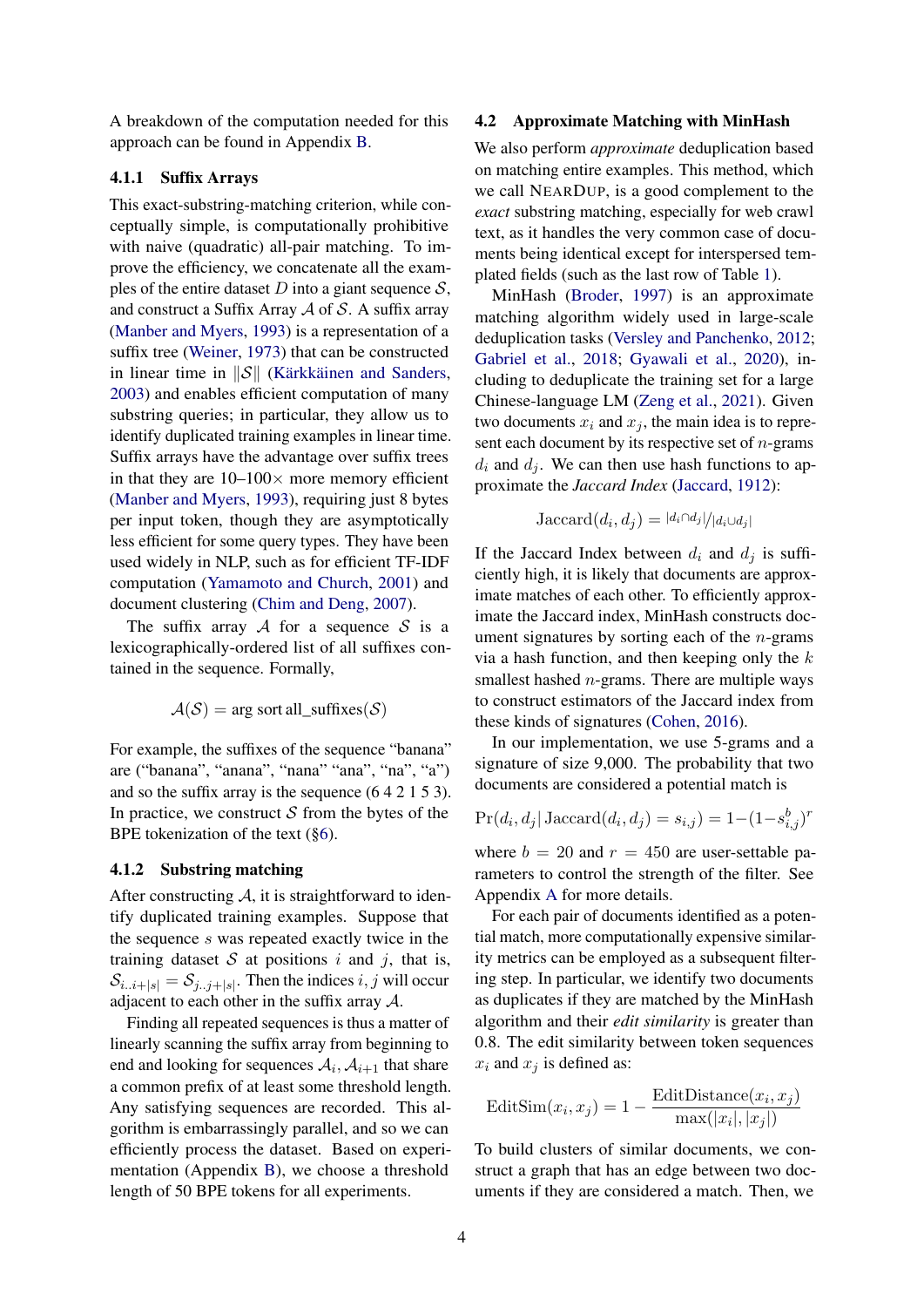A breakdown of the computation needed for this approach can be found in Appendix B.

#### 4.1.1 Suffix Arrays

This exact-substring-matching criterion, while conceptually simple, is computationally prohibitive with naive (quadratic) all-pair matching. To improve the efficiency, we concatenate all the examples of the entire dataset $D$ into a giant sequence $\mathcal{S}$, and construct a Suffix Array $\mathcal{A}$ of $\mathcal{S}$. A suffix array (Manber and Myers, 1993) is a representation of a suffix tree (Weiner, 1973) that can be constructed in linear time in $\|\mathcal{S}\|$ (Kärkkäinen and Sanders, 2003) and enables efficient computation of many substring queries; in particular, they allow us to identify duplicated training examples in linear time. Suffix arrays have the advantage over suffix trees in that they are 10–100× more memory efficient (Manber and Myers, 1993), requiring just 8 bytes per input token, though they are asymptotically less efficient for some query types. They have been used widely in NLP, such as for efficient TF-IDF computation (Yamamoto and Church, 2001) and document clustering (Chim and Deng, 2007).

The suffix array $\mathcal{A}$ for a sequence $\mathcal{S}$ is a lexicographically-ordered list of all suffixes contained in the sequence. Formally,

$$\mathcal{A}(\mathcal{S}) = \text{arg sort all\_suffixes}(\mathcal{S})$$

For example, the suffixes of the sequence "banana" are ("banana", "anana", "nana" "ana", "na", "a") and so the suffix array is the sequence (6 4 2 1 5 3). In practice, we construct $\mathcal{S}$ from the bytes of the BPE tokenization of the text (§6).

#### 4.1.2 Substring matching

After constructing $\mathcal{A}$, it is straightforward to identify duplicated training examples. Suppose that the sequence $s$ was repeated exactly twice in the training dataset $\mathcal{S}$ at positions $i$ and $j$, that is, $\mathcal{S}_{i..i+|s|} = \mathcal{S}_{j..j+|s|}$. Then the indices $i, j$ will occur adjacent to each other in the suffix array $\mathcal{A}$.

Finding all repeated sequences is thus a matter of linearly scanning the suffix array from beginning to end and looking for sequences $\mathcal{A}_i, \mathcal{A}_{i+1}$ that share a common prefix of at least some threshold length. Any satisfying sequences are recorded. This algorithm is embarrassingly parallel, and so we can efficiently process the dataset. Based on experimentation (Appendix B), we choose a threshold length of 50 BPE tokens for all experiments.

### 4.2 Approximate Matching with MinHash

We also perform *approximate* deduplication based on matching entire examples. This method, which we call NearDup, is a good complement to the *exact* substring matching, especially for web crawl text, as it handles the very common case of documents being identical except for interspersed templated fields (such as the last row of Table 1).

MinHash (Broder, 1997) is an approximate matching algorithm widely used in large-scale deduplication tasks (Versley and Panchenko, 2012; Gabriel et al., 2018; Gyawali et al., 2020), including to deduplicate the training set for a large Chinese-language LM (Zeng et al., 2021). Given two documents $x_i$ and $x_j$, the main idea is to represent each document by its respective set of $n$-grams $d_i$ and $d_j$. We can then use hash functions to approximate the *Jaccard Index* (Jaccard, 1912):

$$\text{Jaccard}(d_i, d_j) = {|d_i \cap d_j|}/{|d_i \cup d_j|}$$

If the Jaccard Index between $d_i$ and $d_j$ is sufficiently high, it is likely that documents are approximate matches of each other. To efficiently approximate the Jaccard index, MinHash constructs document signatures by sorting each of the $n$-grams via a hash function, and then keeping only the $k$ smallest hashed $n$-grams. There are multiple ways to construct estimators of the Jaccard index from these kinds of signatures (Cohen, 2016).

In our implementation, we use 5-grams and a signature of size 9,000. The probability that two documents are considered a potential match is

$$\Pr(d_i, d_j | \,\text{Jaccard}(d_i, d_j) = s_{i,j}) = 1 - (1 - s_{i,j}^b)^r$$

where $b = 20$ and $r = 450$ are user-settable parameters to control the strength of the filter. See Appendix A for more details.

For each pair of documents identified as a potential match, more computationally expensive similarity metrics can be employed as a subsequent filtering step. In particular, we identify two documents as duplicates if they are matched by the MinHash algorithm and their *edit similarity* is greater than 0.8. The edit similarity between token sequences $x_i$ and $x_j$ is defined as:

$$\text{EditSim}(x_i, x_j) = 1 - \frac{\text{EditDistance}(x_i, x_j)}{\max(|x_i|, |x_j|)}$$

To build clusters of similar documents, we construct a graph that has an edge between two documents if they are considered a match. Then, we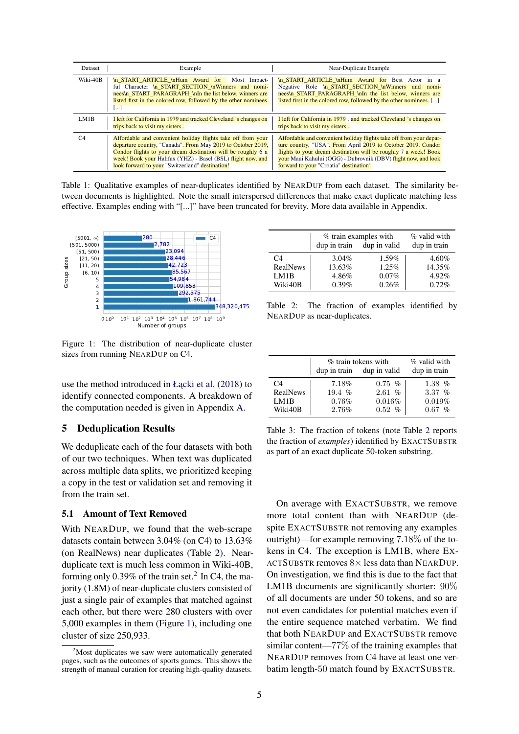| Dataset | Example | Near-Duplicate Example |
|---|---|---|
| Wiki-40B | \n_START_ARTICLE_\nHum Award for Most Impactful Character \n_START_SECTION_\nWinners and nominees\n_START_PARAGRAPH_\nIn the list below, winners are listed first in the colored row, followed by the other nominees. [...] | \n_START_ARTICLE_\nHum Award for Best Actor in a Negative Role \n_START_SECTION_\nWinners and nominees\n_START_PARAGRAPH_\nIn the list below, winners are listed first in the colored row, followed by the other nominees. [...] |
| LM1B | I left for California in 1979 and tracked Cleveland 's changes on trips back to visit my sisters . | I left for California in 1979 , and tracked Cleveland 's changes on trips back to visit my sisters . |
| C4 | Affordable and convenient holiday flights take off from your departure country, "Canada". From May 2019 to October 2019, Condor flights to your dream destination will be roughly 6 a week! Book your Halifax (YHZ) - Basel (BSL) flight now, and look forward to your "Switzerland" destination! | Affordable and convenient holiday flights take off from your departure country, "USA". From April 2019 to October 2019, Condor flights to your dream destination will be roughly 7 a week! Book your Maui Kahului (OGG) - Dubrovnik (DBV) flight now, and look forward to your "Croatia" destination! |

Table 1: Qualitative examples of near-duplicates identified by NEARDUP from each dataset. The similarity between documents is highlighted. Note the small interspersed differences that make exact duplicate matching less effective. Examples ending with "[...]" have been truncated for brevity. More data available in Appendix.

| Group sizes | Number of groups (C4) |
|---|---|
| [5001, ∞) | 280 |
| [501, 5000) | 2,782 |
| [51, 500] | 23,094 |
| [21, 50] | 28,446 |
| [11, 20] | 42,723 |
| [6, 10] | 85,567 |
| 5 | 54,984 |
| 4 | 109,853 |
| 3 | 292,575 |
| 2 | 1,861,744 |
| 1 | 348,320,475 |

Figure 1: The distribution of near-duplicate cluster sizes from running NEARDUP on C4.

use the method introduced in Łącki et al. (2018) to identify connected components. A breakdown of the computation needed is given in Appendix A.

## 5 Deduplication Results

We deduplicate each of the four datasets with both of our two techniques. When text was duplicated across multiple data splits, we prioritized keeping a copy in the test or validation set and removing it from the train set.

### 5.1 Amount of Text Removed

With NEARDUP, we found that the web-scrape datasets contain between 3.04% (on C4) to 13.63% (on RealNews) near duplicates (Table 2). Near-duplicate text is much less common in Wiki-40B, forming only 0.39% of the train set.[2] In C4, the majority (1.8M) of near-duplicate clusters consisted of just a single pair of examples that matched against each other, but there were 280 clusters with over 5,000 examples in them (Figure 1), including one cluster of size 250,933.

[2] Most duplicates we saw were automatically generated pages, such as the outcomes of sports games. This shows the strength of manual curation for creating high-quality datasets.

| | % train examples with | | % valid with |
|---|---|---|---|
| | dup in train | dup in valid | dup in train |
| C4 | 3.04% | 1.59% | 4.60% |
| RealNews | 13.63% | 1.25% | 14.35% |
| LM1B | 4.86% | 0.07% | 4.92% |
| Wiki40B | 0.39% | 0.26% | 0.72% |

Table 2: The fraction of examples identified by NEARDUP as near-duplicates.

| | % train tokens with | | % valid with |
|---|---|---|---|
| | dup in train | dup in valid | dup in train |
| C4 | 7.18% | 0.75 % | 1.38 % |
| RealNews | 19.4 % | 2.61 % | 3.37 % |
| LM1B | 0.76% | 0.016% | 0.019% |
| Wiki40B | 2.76% | 0.52 % | 0.67 % |

Table 3: The fraction of tokens (note Table 2 reports the fraction of *examples*) identified by EXACTSUBSTR as part of an exact duplicate 50-token substring.

On average with EXACTSUBSTR, we remove more total content than with NEARDUP (despite EXACTSUBSTR not removing any examples outright)—for example removing 7.18% of the tokens in C4. The exception is LM1B, where EXACTSUBSTR removes $8\times$ less data than NEARDUP. On investigation, we find this is due to the fact that LM1B documents are significantly shorter: 90% of all documents are under 50 tokens, and so are not even candidates for potential matches even if the entire sequence matched verbatim. We find that both NEARDUP and EXACTSUBSTR remove similar content—77% of the training examples that NEARDUP removes from C4 have at least one verbatim length-50 match found by EXACTSUBSTR.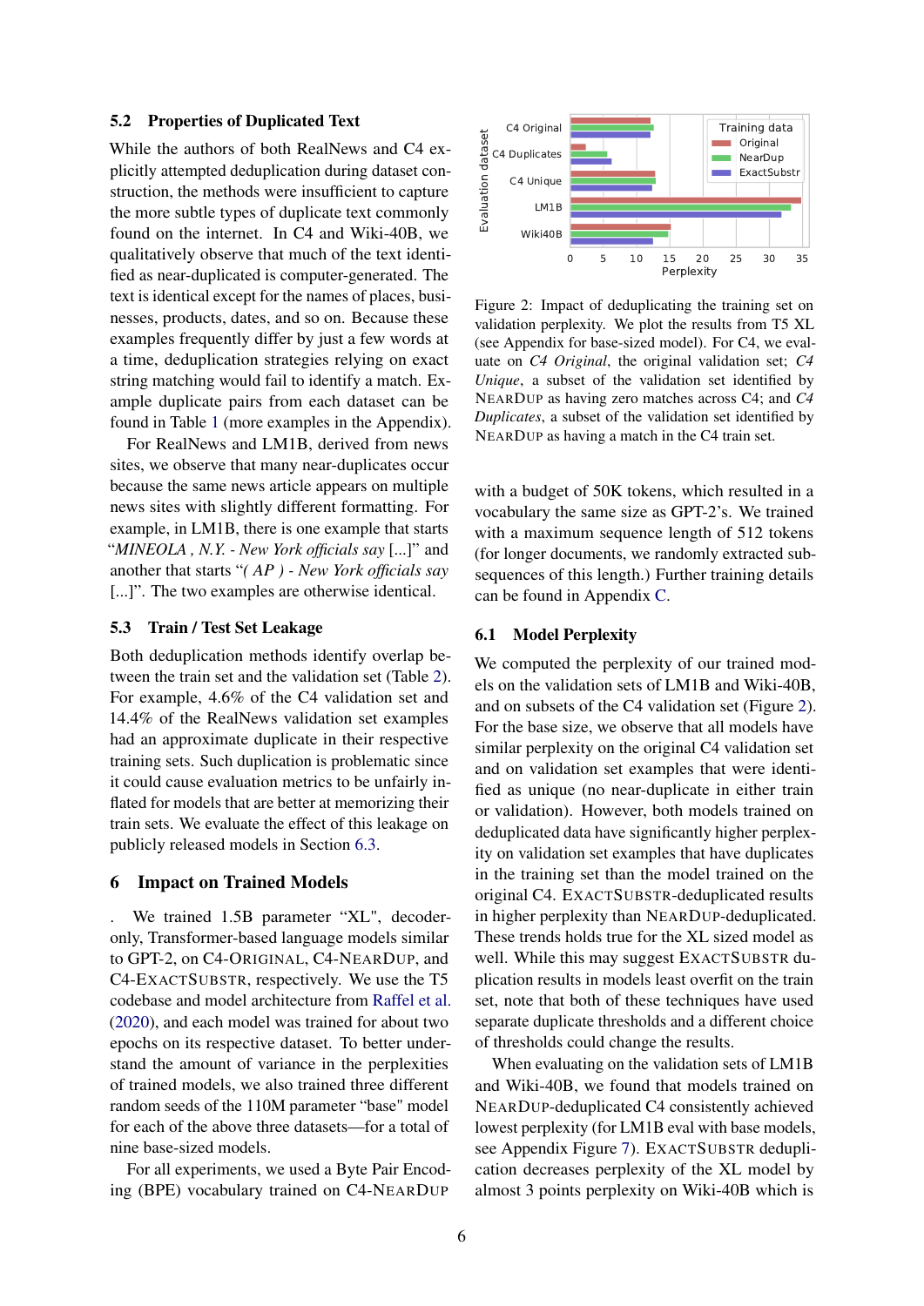### 5.2 Properties of Duplicated Text

While the authors of both RealNews and C4 explicitly attempted deduplication during dataset construction, the methods were insufficient to capture the more subtle types of duplicate text commonly found on the internet. In C4 and Wiki-40B, we qualitatively observe that much of the text identified as near-duplicated is computer-generated. The text is identical except for the names of places, businesses, products, dates, and so on. Because these examples frequently differ by just a few words at a time, deduplication strategies relying on exact string matching would fail to identify a match. Example duplicate pairs from each dataset can be found in Table 1 (more examples in the Appendix).

For RealNews and LM1B, derived from news sites, we observe that many near-duplicates occur because the same news article appears on multiple news sites with slightly different formatting. For example, in LM1B, there is one example that starts "*MINEOLA , N.Y. - New York officials say* [...]" and another that starts "*( AP ) - New York officials say* [...]". The two examples are otherwise identical.

### 5.3 Train / Test Set Leakage

Both deduplication methods identify overlap between the train set and the validation set (Table 2). For example, 4.6% of the C4 validation set and 14.4% of the RealNews validation set examples had an approximate duplicate in their respective training sets. Such duplication is problematic since it could cause evaluation metrics to be unfairly inflated for models that are better at memorizing their train sets. We evaluate the effect of this leakage on publicly released models in Section 6.3.

## 6 Impact on Trained Models

. We trained 1.5B parameter "XL", decoder-only, Transformer-based language models similar to GPT-2, on C4-ORIGINAL, C4-NEARDUP, and C4-EXACTSUBSTR, respectively. We use the T5 codebase and model architecture from Raffel et al. (2020), and each model was trained for about two epochs on its respective dataset. To better understand the amount of variance in the perplexities of trained models, we also trained three different random seeds of the 110M parameter "base" model for each of the above three datasets—for a total of nine base-sized models.

For all experiments, we used a Byte Pair Encoding (BPE) vocabulary trained on C4-NEARDUP with a budget of 50K tokens, which resulted in a vocabulary the same size as GPT-2's. We trained with a maximum sequence length of 512 tokens (for longer documents, we randomly extracted subsequences of this length.) Further training details can be found in Appendix C.

Figure 2: Impact of deduplicating the training set on validation perplexity. We plot the results from T5 XL (see Appendix for base-sized model). For C4, we evaluate on *C4 Original*, the original validation set; *C4 Unique*, a subset of the validation set identified by NEARDUP as having zero matches across C4; and *C4 Duplicates*, a subset of the validation set identified by NEARDUP as having a match in the C4 train set.

### 6.1 Model Perplexity

We computed the perplexity of our trained models on the validation sets of LM1B and Wiki-40B, and on subsets of the C4 validation set (Figure 2). For the base size, we observe that all models have similar perplexity on the original C4 validation set and on validation set examples that were identified as unique (no near-duplicate in either train or validation). However, both models trained on deduplicated data have significantly higher perplexity on validation set examples that have duplicates in the training set than the model trained on the original C4. EXACTSUBSTR-deduplicated results in higher perplexity than NEARDUP-deduplicated. These trends holds true for the XL sized model as well. While this may suggest EXACTSUBSTR duplication results in models least overfit on the train set, note that both of these techniques have used separate duplicate thresholds and a different choice of thresholds could change the results.

When evaluating on the validation sets of LM1B and Wiki-40B, we found that models trained on NEARDUP-deduplicated C4 consistently achieved lowest perplexity (for LM1B eval with base models, see Appendix Figure 7). EXACTSUBSTR deduplication decreases perplexity of the XL model by almost 3 points perplexity on Wiki-40B which is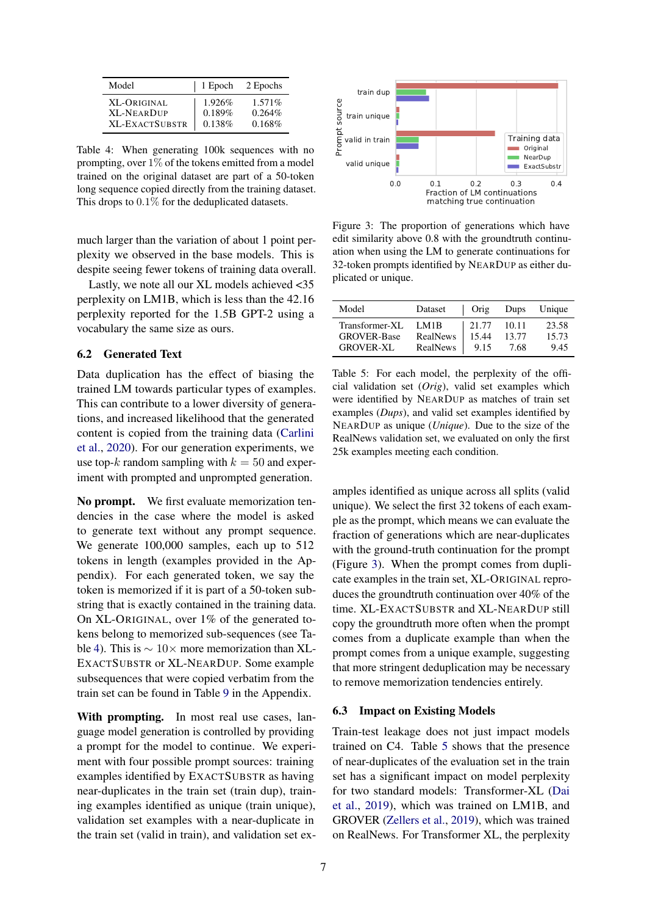| Model | 1 Epoch | 2 Epochs |
|---|---|---|
| XL-ORIGINAL | 1.926% | 1.571% |
| XL-NEARDUP | 0.189% | 0.264% |
| XL-EXACTSUBSTR | 0.138% | 0.168% |

Table 4: When generating 100k sequences with no prompting, over 1% of the tokens emitted from a model trained on the original dataset are part of a 50-token long sequence copied directly from the training dataset. This drops to 0.1% for the deduplicated datasets.

much larger than the variation of about 1 point perplexity we observed in the base models. This is despite seeing fewer tokens of training data overall.

Lastly, we note all our XL models achieved <35 perplexity on LM1B, which is less than the 42.16 perplexity reported for the 1.5B GPT-2 using a vocabulary the same size as ours.

## 6.2 Generated Text

Data duplication has the effect of biasing the trained LM towards particular types of examples. This can contribute to a lower diversity of generations, and increased likelihood that the generated content is copied from the training data (Carlini et al., 2020). For our generation experiments, we use top-$k$ random sampling with $k = 50$ and experiment with prompted and unprompted generation.

**No prompt.** We first evaluate memorization tendencies in the case where the model is asked to generate text without any prompt sequence. We generate 100,000 samples, each up to 512 tokens in length (examples provided in the Appendix). For each generated token, we say the token is memorized if it is part of a 50-token substring that is exactly contained in the training data. On XL-ORIGINAL, over 1% of the generated tokens belong to memorized sub-sequences (see Table 4). This is $\sim 10\times$ more memorization than XL-EXACTSUBSTR or XL-NEARDUP. Some example subsequences that were copied verbatim from the train set can be found in Table 9 in the Appendix.

**With prompting.** In most real use cases, language model generation is controlled by providing a prompt for the model to continue. We experiment with four possible prompt sources: training examples identified by EXACTSUBSTR as having near-duplicates in the train set (train dup), training examples identified as unique (train unique), validation set examples with a near-duplicate in the train set (valid in train), and validation set examples identified as unique across all splits (valid unique). We select the first 32 tokens of each example as the prompt, which means we can evaluate the fraction of generations which are near-duplicates with the ground-truth continuation for the prompt (Figure 3). When the prompt comes from duplicate examples in the train set, XL-ORIGINAL reproduces the groundtruth continuation over 40% of the time. XL-EXACTSUBSTR and XL-NEARDUP still copy the groundtruth more often when the prompt comes from a duplicate example than when the prompt comes from a unique example, suggesting that more stringent deduplication may be necessary to remove memorization tendencies entirely.

Figure 3: The proportion of generations which have edit similarity above 0.8 with the groundtruth continuation when using the LM to generate continuations for 32-token prompts identified by NEARDUP as either duplicated or unique.

| Model | Dataset | Orig | Dups | Unique |
|---|---|---|---|---|
| Transformer-XL | LM1B | 21.77 | 10.11 | 23.58 |
| GROVER-Base | RealNews | 15.44 | 13.77 | 15.73 |
| GROVER-XL | RealNews | 9.15 | 7.68 | 9.45 |

Table 5: For each model, the perplexity of the official validation set (*Orig*), valid set examples which were identified by NEARDUP as matches of train set examples (*Dups*), and valid set examples identified by NEARDUP as unique (*Unique*). Due to the size of the RealNews validation set, we evaluated on only the first 25k examples meeting each condition.

## 6.3 Impact on Existing Models

Train-test leakage does not just impact models trained on C4. Table 5 shows that the presence of near-duplicates of the evaluation set in the train set has a significant impact on model perplexity for two standard models: Transformer-XL (Dai et al., 2019), which was trained on LM1B, and GROVER (Zellers et al., 2019), which was trained on RealNews. For Transformer XL, the perplexity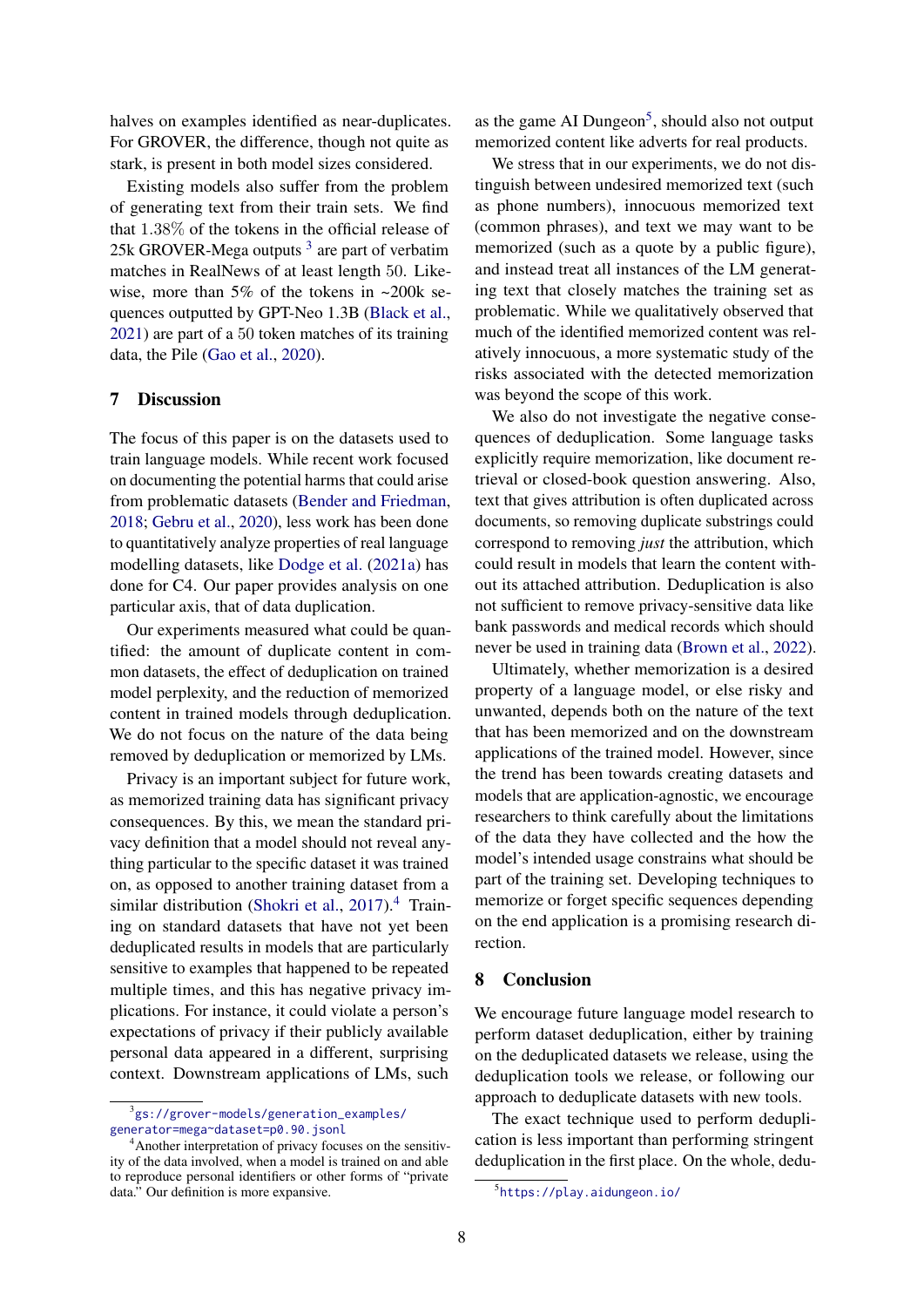halves on examples identified as near-duplicates. For GROVER, the difference, though not quite as stark, is present in both model sizes considered.

Existing models also suffer from the problem of generating text from their train sets. We find that 1.38% of the tokens in the official release of 25k GROVER-Mega outputs [3] are part of verbatim matches in RealNews of at least length 50. Likewise, more than 5% of the tokens in ~200k sequences outputted by GPT-Neo 1.3B (Black et al., 2021) are part of a 50 token matches of its training data, the Pile (Gao et al., 2020).

## 7 Discussion

The focus of this paper is on the datasets used to train language models. While recent work focused on documenting the potential harms that could arise from problematic datasets (Bender and Friedman, 2018; Gebru et al., 2020), less work has been done to quantitatively analyze properties of real language modelling datasets, like Dodge et al. (2021a) has done for C4. Our paper provides analysis on one particular axis, that of data duplication.

Our experiments measured what could be quantified: the amount of duplicate content in common datasets, the effect of deduplication on trained model perplexity, and the reduction of memorized content in trained models through deduplication. We do not focus on the nature of the data being removed by deduplication or memorized by LMs.

Privacy is an important subject for future work, as memorized training data has significant privacy consequences. By this, we mean the standard privacy definition that a model should not reveal anything particular to the specific dataset it was trained on, as opposed to another training dataset from a similar distribution (Shokri et al., 2017).[4] Training on standard datasets that have not yet been deduplicated results in models that are particularly sensitive to examples that happened to be repeated multiple times, and this has negative privacy implications. For instance, it could violate a person's expectations of privacy if their publicly available personal data appeared in a different, surprising context. Downstream applications of LMs, such as the game AI Dungeon[5], should also not output memorized content like adverts for real products.

We stress that in our experiments, we do not distinguish between undesired memorized text (such as phone numbers), innocuous memorized text (common phrases), and text we may want to be memorized (such as a quote by a public figure), and instead treat all instances of the LM generating text that closely matches the training set as problematic. While we qualitatively observed that much of the identified memorized content was relatively innocuous, a more systematic study of the risks associated with the detected memorization was beyond the scope of this work.

We also do not investigate the negative consequences of deduplication. Some language tasks explicitly require memorization, like document retrieval or closed-book question answering. Also, text that gives attribution is often duplicated across documents, so removing duplicate substrings could correspond to removing *just* the attribution, which could result in models that learn the content without its attached attribution. Deduplication is also not sufficient to remove privacy-sensitive data like bank passwords and medical records which should never be used in training data (Brown et al., 2022).

Ultimately, whether memorization is a desired property of a language model, or else risky and unwanted, depends both on the nature of the text that has been memorized and on the downstream applications of the trained model. However, since the trend has been towards creating datasets and models that are application-agnostic, we encourage researchers to think carefully about the limitations of the data they have collected and the how the model's intended usage constrains what should be part of the training set. Developing techniques to memorize or forget specific sequences depending on the end application is a promising research direction.

## 8 Conclusion

We encourage future language model research to perform dataset deduplication, either by training on the deduplicated datasets we release, using the deduplication tools we release, or following our approach to deduplicate datasets with new tools.

The exact technique used to perform deduplication is less important than performing stringent deduplication in the first place. On the whole, dedu-

[3] `gs://grover-models/generation_examples/generator=mega~dataset=p0.90.jsonl`

[4] Another interpretation of privacy focuses on the sensitivity of the data involved, when a model is trained on and able to reproduce personal identifiers or other forms of "private data." Our definition is more expansive.

[5] `https://play.aidungeon.io/`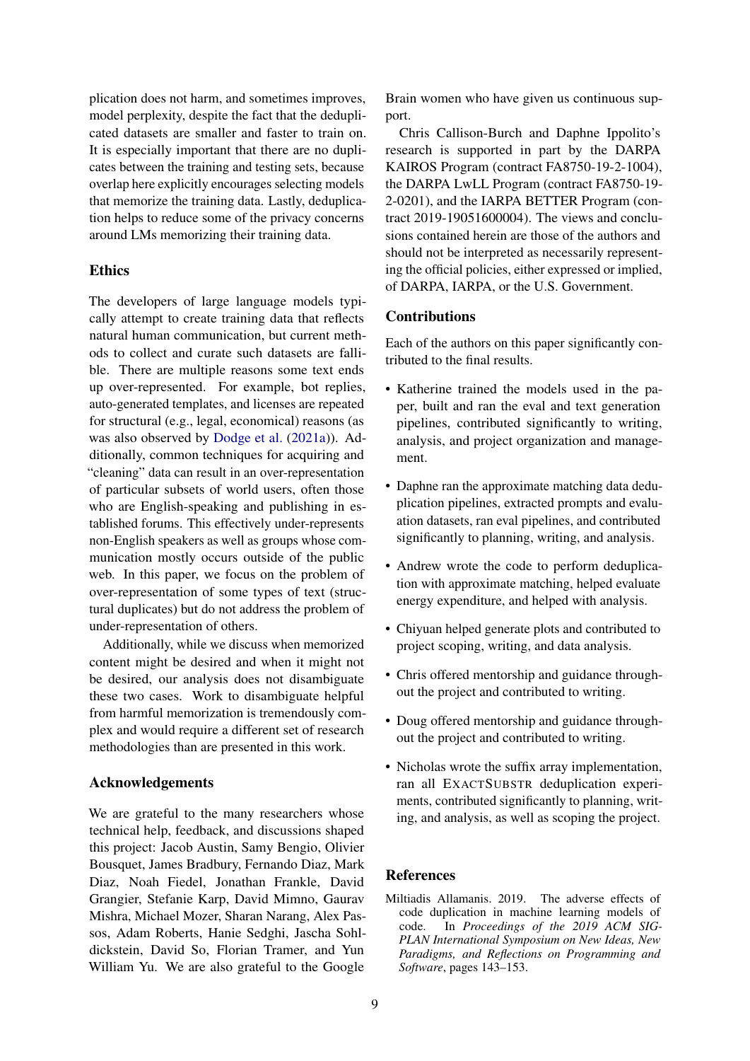plication does not harm, and sometimes improves, model perplexity, despite the fact that the deduplicated datasets are smaller and faster to train on. It is especially important that there are no duplicates between the training and testing sets, because overlap here explicitly encourages selecting models that memorize the training data. Lastly, deduplication helps to reduce some of the privacy concerns around LMs memorizing their training data.

## Ethics

The developers of large language models typically attempt to create training data that reflects natural human communication, but current methods to collect and curate such datasets are fallible. There are multiple reasons some text ends up over-represented. For example, bot replies, auto-generated templates, and licenses are repeated for structural (e.g., legal, economical) reasons (as was also observed by Dodge et al. (2021a)). Additionally, common techniques for acquiring and "cleaning" data can result in an over-representation of particular subsets of world users, often those who are English-speaking and publishing in established forums. This effectively under-represents non-English speakers as well as groups whose communication mostly occurs outside of the public web. In this paper, we focus on the problem of over-representation of some types of text (structural duplicates) but do not address the problem of under-representation of others.

Additionally, while we discuss when memorized content might be desired and when it might not be desired, our analysis does not disambiguate these two cases. Work to disambiguate helpful from harmful memorization is tremendously complex and would require a different set of research methodologies than are presented in this work.

## Acknowledgements

We are grateful to the many researchers whose technical help, feedback, and discussions shaped this project: Jacob Austin, Samy Bengio, Olivier Bousquet, James Bradbury, Fernando Diaz, Mark Diaz, Noah Fiedel, Jonathan Frankle, David Grangier, Stefanie Karp, David Mimno, Gaurav Mishra, Michael Mozer, Sharan Narang, Alex Passos, Adam Roberts, Hanie Sedghi, Jascha Sohl-dickstein, David So, Florian Tramer, and Yun William Yu. We are also grateful to the Google Brain women who have given us continuous support.

Chris Callison-Burch and Daphne Ippolito's research is supported in part by the DARPA KAIROS Program (contract FA8750-19-2-1004), the DARPA LwLL Program (contract FA8750-19-2-0201), and the IARPA BETTER Program (contract 2019-19051600004). The views and conclusions contained herein are those of the authors and should not be interpreted as necessarily representing the official policies, either expressed or implied, of DARPA, IARPA, or the U.S. Government.

## Contributions

Each of the authors on this paper significantly contributed to the final results.

- Katherine trained the models used in the paper, built and ran the eval and text generation pipelines, contributed significantly to writing, analysis, and project organization and management.
- Daphne ran the approximate matching data deduplication pipelines, extracted prompts and evaluation datasets, ran eval pipelines, and contributed significantly to planning, writing, and analysis.
- Andrew wrote the code to perform deduplication with approximate matching, helped evaluate energy expenditure, and helped with analysis.
- Chiyuan helped generate plots and contributed to project scoping, writing, and data analysis.
- Chris offered mentorship and guidance throughout the project and contributed to writing.
- Doug offered mentorship and guidance throughout the project and contributed to writing.
- Nicholas wrote the suffix array implementation, ran all EXACTSUBSTR deduplication experiments, contributed significantly to planning, writing, and analysis, as well as scoping the project.

## References

Miltiadis Allamanis. 2019. The adverse effects of code duplication in machine learning models of code. In *Proceedings of the 2019 ACM SIGPLAN International Symposium on New Ideas, New Paradigms, and Reflections on Programming and Software*, pages 143–153.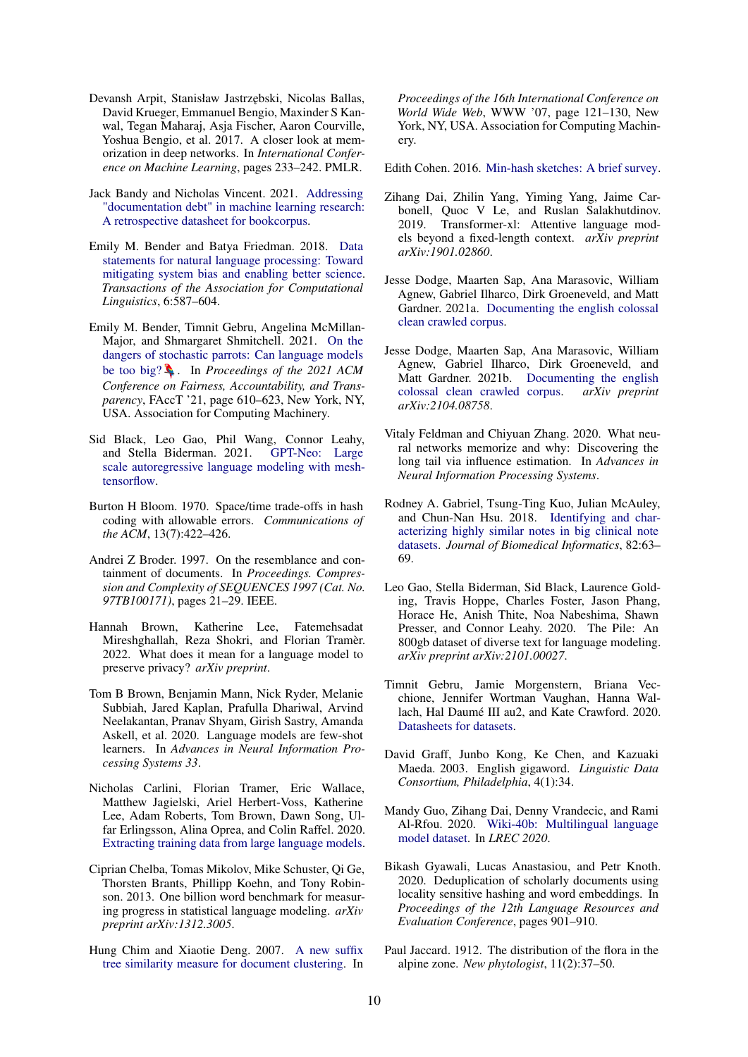Devansh Arpit, Stanisław Jastrzębski, Nicolas Ballas, David Krueger, Emmanuel Bengio, Maxinder S Kanwal, Tegan Maharaj, Asja Fischer, Aaron Courville, Yoshua Bengio, et al. 2017. A closer look at memorization in deep networks. In *International Conference on Machine Learning*, pages 233–242. PMLR.

Jack Bandy and Nicholas Vincent. 2021. Addressing "documentation debt" in machine learning research: A retrospective datasheet for bookcorpus.

Emily M. Bender and Batya Friedman. 2018. Data statements for natural language processing: Toward mitigating system bias and enabling better science. *Transactions of the Association for Computational Linguistics*, 6:587–604.

Emily M. Bender, Timnit Gebru, Angelina McMillan-Major, and Shmargaret Shmitchell. 2021. On the dangers of stochastic parrots: Can language models be too big? 🦜. In *Proceedings of the 2021 ACM Conference on Fairness, Accountability, and Transparency*, FAccT '21, page 610–623, New York, NY, USA. Association for Computing Machinery.

Sid Black, Leo Gao, Phil Wang, Connor Leahy, and Stella Biderman. 2021. GPT-Neo: Large scale autoregressive language modeling with mesh-tensorflow.

Burton H Bloom. 1970. Space/time trade-offs in hash coding with allowable errors. *Communications of the ACM*, 13(7):422–426.

Andrei Z Broder. 1997. On the resemblance and containment of documents. In *Proceedings. Compression and Complexity of SEQUENCES 1997 (Cat. No. 97TB100171)*, pages 21–29. IEEE.

Hannah Brown, Katherine Lee, Fatemehsadat Mireshghallah, Reza Shokri, and Florian Tramèr. 2022. What does it mean for a language model to preserve privacy? *arXiv preprint*.

Tom B Brown, Benjamin Mann, Nick Ryder, Melanie Subbiah, Jared Kaplan, Prafulla Dhariwal, Arvind Neelakantan, Pranav Shyam, Girish Sastry, Amanda Askell, et al. 2020. Language models are few-shot learners. In *Advances in Neural Information Processing Systems 33*.

Nicholas Carlini, Florian Tramer, Eric Wallace, Matthew Jagielski, Ariel Herbert-Voss, Katherine Lee, Adam Roberts, Tom Brown, Dawn Song, Ulfar Erlingsson, Alina Oprea, and Colin Raffel. 2020. Extracting training data from large language models.

Ciprian Chelba, Tomas Mikolov, Mike Schuster, Qi Ge, Thorsten Brants, Phillipp Koehn, and Tony Robinson. 2013. One billion word benchmark for measuring progress in statistical language modeling. *arXiv preprint arXiv:1312.3005*.

Hung Chim and Xiaotie Deng. 2007. A new suffix tree similarity measure for document clustering. In *Proceedings of the 16th International Conference on World Wide Web*, WWW '07, page 121–130, New York, NY, USA. Association for Computing Machinery.

Edith Cohen. 2016. Min-hash sketches: A brief survey.

Zihang Dai, Zhilin Yang, Yiming Yang, Jaime Carbonell, Quoc V Le, and Ruslan Salakhutdinov. 2019. Transformer-xl: Attentive language models beyond a fixed-length context. *arXiv preprint arXiv:1901.02860*.

Jesse Dodge, Maarten Sap, Ana Marasovic, William Agnew, Gabriel Ilharco, Dirk Groeneveld, and Matt Gardner. 2021a. Documenting the english colossal clean crawled corpus.

Jesse Dodge, Maarten Sap, Ana Marasovic, William Agnew, Gabriel Ilharco, Dirk Groeneveld, and Matt Gardner. 2021b. Documenting the english colossal clean crawled corpus. *arXiv preprint arXiv:2104.08758*.

Vitaly Feldman and Chiyuan Zhang. 2020. What neural networks memorize and why: Discovering the long tail via influence estimation. In *Advances in Neural Information Processing Systems*.

Rodney A. Gabriel, Tsung-Ting Kuo, Julian McAuley, and Chun-Nan Hsu. 2018. Identifying and characterizing highly similar notes in big clinical note datasets. *Journal of Biomedical Informatics*, 82:63–69.

Leo Gao, Stella Biderman, Sid Black, Laurence Golding, Travis Hoppe, Charles Foster, Jason Phang, Horace He, Anish Thite, Noa Nabeshima, Shawn Presser, and Connor Leahy. 2020. The Pile: An 800gb dataset of diverse text for language modeling. *arXiv preprint arXiv:2101.00027*.

Timnit Gebru, Jamie Morgenstern, Briana Vecchione, Jennifer Wortman Vaughan, Hanna Wallach, Hal Daumé III au2, and Kate Crawford. 2020. Datasheets for datasets.

David Graff, Junbo Kong, Ke Chen, and Kazuaki Maeda. 2003. English gigaword. *Linguistic Data Consortium, Philadelphia*, 4(1):34.

Mandy Guo, Zihang Dai, Denny Vrandecic, and Rami Al-Rfou. 2020. Wiki-40b: Multilingual language model dataset. In *LREC 2020*.

Bikash Gyawali, Lucas Anastasiou, and Petr Knoth. 2020. Deduplication of scholarly documents using locality sensitive hashing and word embeddings. In *Proceedings of the 12th Language Resources and Evaluation Conference*, pages 901–910.

Paul Jaccard. 1912. The distribution of the flora in the alpine zone. *New phytologist*, 11(2):37–50.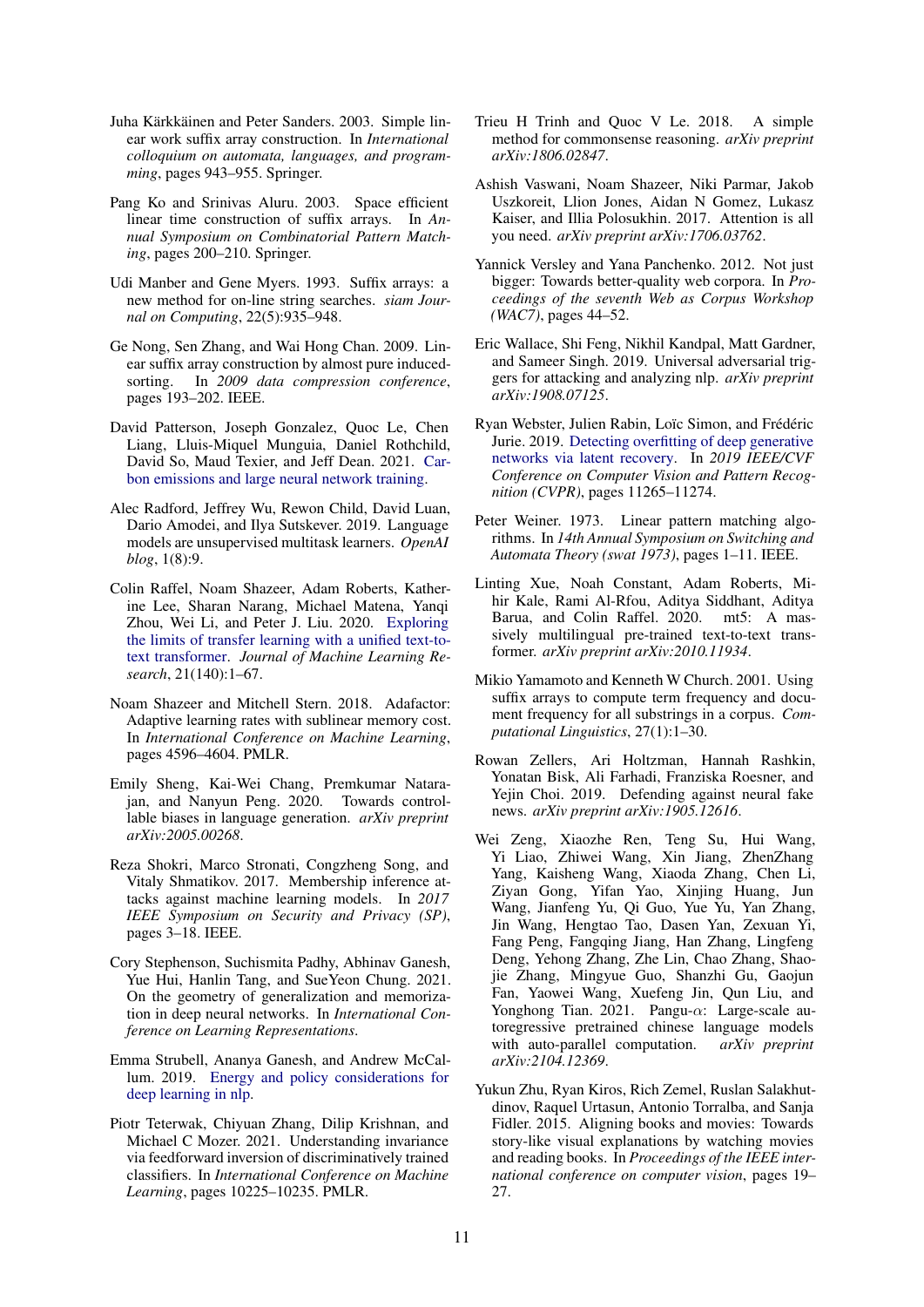Juha Kärkkäinen and Peter Sanders. 2003. Simple linear work suffix array construction. In *International colloquium on automata, languages, and programming*, pages 943–955. Springer.

Pang Ko and Srinivas Aluru. 2003. Space efficient linear time construction of suffix arrays. In *Annual Symposium on Combinatorial Pattern Matching*, pages 200–210. Springer.

Udi Manber and Gene Myers. 1993. Suffix arrays: a new method for on-line string searches. *siam Journal on Computing*, 22(5):935–948.

Ge Nong, Sen Zhang, and Wai Hong Chan. 2009. Linear suffix array construction by almost pure induced-sorting. In *2009 data compression conference*, pages 193–202. IEEE.

David Patterson, Joseph Gonzalez, Quoc Le, Chen Liang, Lluis-Miquel Munguia, Daniel Rothchild, David So, Maud Texier, and Jeff Dean. 2021. Carbon emissions and large neural network training.

Alec Radford, Jeffrey Wu, Rewon Child, David Luan, Dario Amodei, and Ilya Sutskever. 2019. Language models are unsupervised multitask learners. *OpenAI blog*, 1(8):9.

Colin Raffel, Noam Shazeer, Adam Roberts, Katherine Lee, Sharan Narang, Michael Matena, Yanqi Zhou, Wei Li, and Peter J. Liu. 2020. Exploring the limits of transfer learning with a unified text-to-text transformer. *Journal of Machine Learning Research*, 21(140):1–67.

Noam Shazeer and Mitchell Stern. 2018. Adafactor: Adaptive learning rates with sublinear memory cost. In *International Conference on Machine Learning*, pages 4596–4604. PMLR.

Emily Sheng, Kai-Wei Chang, Premkumar Natarajan, and Nanyun Peng. 2020. Towards controllable biases in language generation. *arXiv preprint arXiv:2005.00268*.

Reza Shokri, Marco Stronati, Congzheng Song, and Vitaly Shmatikov. 2017. Membership inference attacks against machine learning models. In *2017 IEEE Symposium on Security and Privacy (SP)*, pages 3–18. IEEE.

Cory Stephenson, Suchismita Padhy, Abhinav Ganesh, Yue Hui, Hanlin Tang, and SueYeon Chung. 2021. On the geometry of generalization and memorization in deep neural networks. In *International Conference on Learning Representations*.

Emma Strubell, Ananya Ganesh, and Andrew McCallum. 2019. Energy and policy considerations for deep learning in nlp.

Piotr Teterwak, Chiyuan Zhang, Dilip Krishnan, and Michael C Mozer. 2021. Understanding invariance via feedforward inversion of discriminatively trained classifiers. In *International Conference on Machine Learning*, pages 10225–10235. PMLR.

Trieu H Trinh and Quoc V Le. 2018. A simple method for commonsense reasoning. *arXiv preprint arXiv:1806.02847*.

Ashish Vaswani, Noam Shazeer, Niki Parmar, Jakob Uszkoreit, Llion Jones, Aidan N Gomez, Lukasz Kaiser, and Illia Polosukhin. 2017. Attention is all you need. *arXiv preprint arXiv:1706.03762*.

Yannick Versley and Yana Panchenko. 2012. Not just bigger: Towards better-quality web corpora. In *Proceedings of the seventh Web as Corpus Workshop (WAC7)*, pages 44–52.

Eric Wallace, Shi Feng, Nikhil Kandpal, Matt Gardner, and Sameer Singh. 2019. Universal adversarial triggers for attacking and analyzing nlp. *arXiv preprint arXiv:1908.07125*.

Ryan Webster, Julien Rabin, Loïc Simon, and Frédéric Jurie. 2019. Detecting overfitting of deep generative networks via latent recovery. In *2019 IEEE/CVF Conference on Computer Vision and Pattern Recognition (CVPR)*, pages 11265–11274.

Peter Weiner. 1973. Linear pattern matching algorithms. In *14th Annual Symposium on Switching and Automata Theory (swat 1973)*, pages 1–11. IEEE.

Linting Xue, Noah Constant, Adam Roberts, Mihir Kale, Rami Al-Rfou, Aditya Siddhant, Aditya Barua, and Colin Raffel. 2020. mt5: A massively multilingual pre-trained text-to-text transformer. *arXiv preprint arXiv:2010.11934*.

Mikio Yamamoto and Kenneth W Church. 2001. Using suffix arrays to compute term frequency and document frequency for all substrings in a corpus. *Computational Linguistics*, 27(1):1–30.

Rowan Zellers, Ari Holtzman, Hannah Rashkin, Yonatan Bisk, Ali Farhadi, Franziska Roesner, and Yejin Choi. 2019. Defending against neural fake news. *arXiv preprint arXiv:1905.12616*.

Wei Zeng, Xiaozhe Ren, Teng Su, Hui Wang, Yi Liao, Zhiwei Wang, Xin Jiang, ZhenZhang Yang, Kaisheng Wang, Xiaoda Zhang, Chen Li, Ziyan Gong, Yifan Yao, Xinjing Huang, Jun Wang, Jianfeng Yu, Qi Guo, Yue Yu, Yan Zhang, Jin Wang, Hengtao Tao, Dasen Yan, Zexuan Yi, Fang Peng, Fangqing Jiang, Han Zhang, Lingfeng Deng, Yehong Zhang, Zhe Lin, Chao Zhang, Shaojie Zhang, Mingyue Guo, Shanzhi Gu, Gaojun Fan, Yaowei Wang, Xuefeng Jin, Qun Liu, and Yonghong Tian. 2021. Pangu-$\alpha$: Large-scale autoregressive pretrained chinese language models with auto-parallel computation. *arXiv preprint arXiv:2104.12369*.

Yukun Zhu, Ryan Kiros, Rich Zemel, Ruslan Salakhutdinov, Raquel Urtasun, Antonio Torralba, and Sanja Fidler. 2015. Aligning books and movies: Towards story-like visual explanations by watching movies and reading books. In *Proceedings of the IEEE international conference on computer vision*, pages 19–27.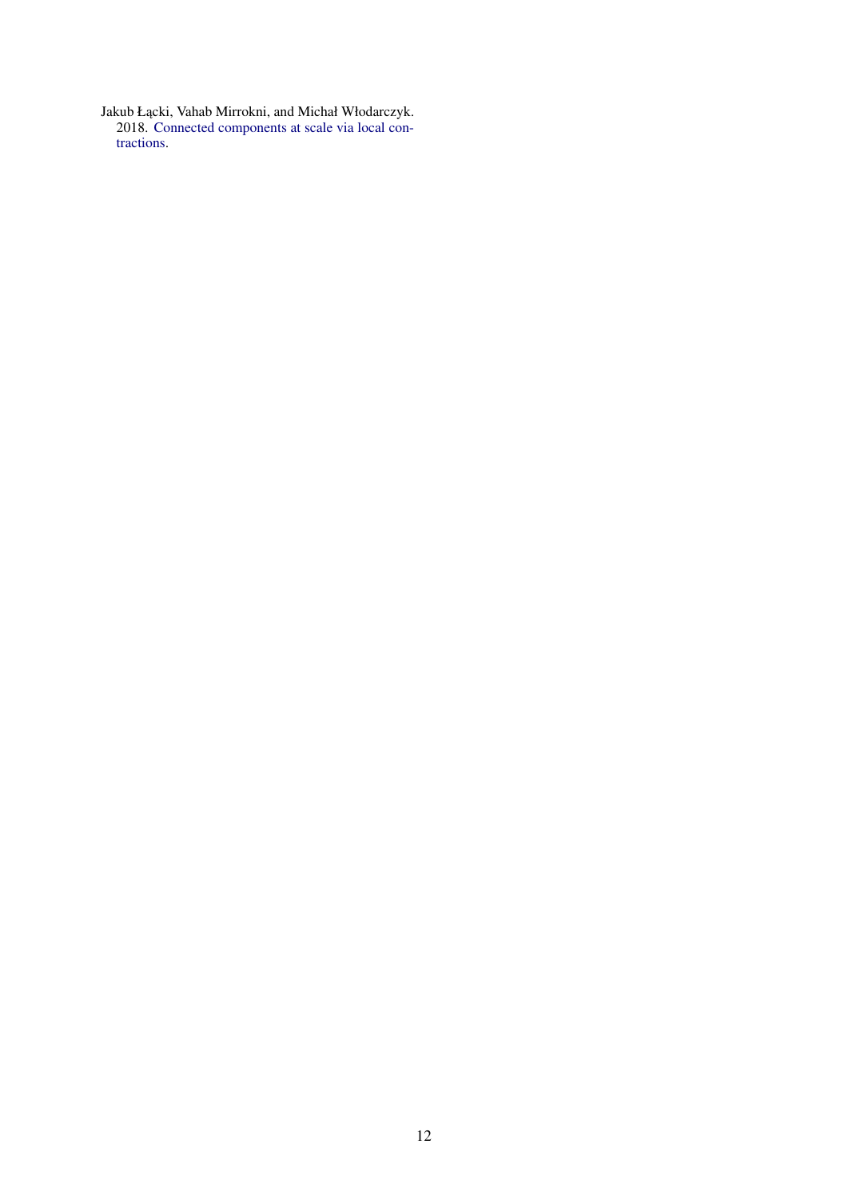Jakub Łącki, Vahab Mirrokni, and Michał Włodarczyk. 2018. Connected components at scale via local contractions.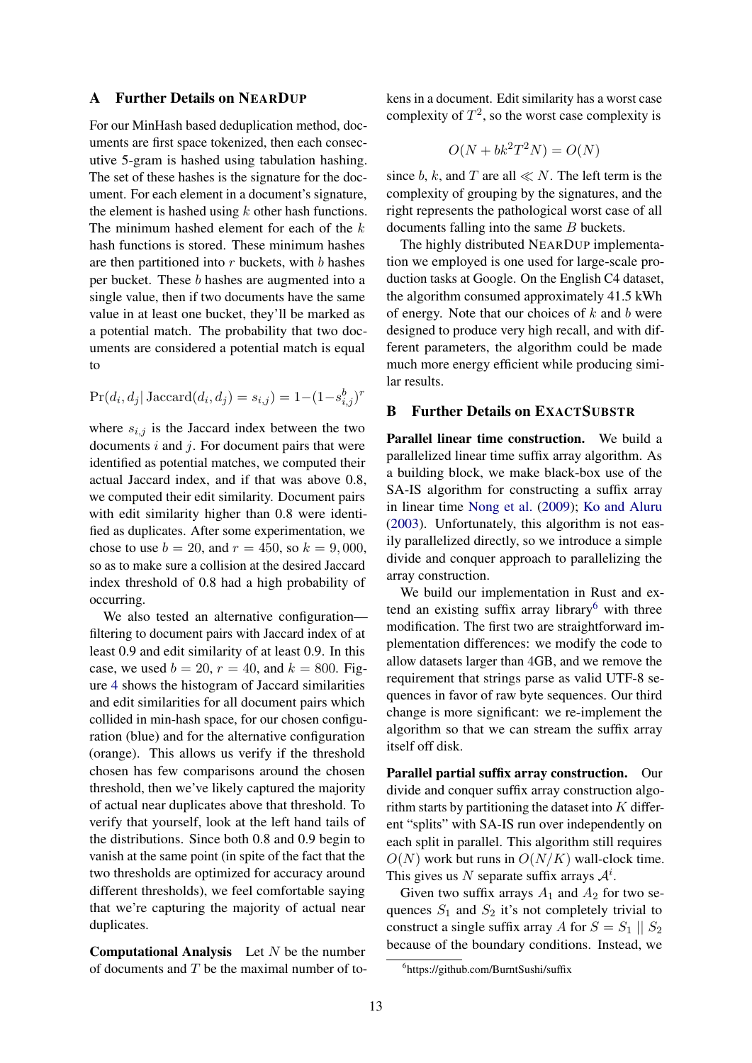## A Further Details on NearDup

For our MinHash based deduplication method, documents are first space tokenized, then each consecutive 5-gram is hashed using tabulation hashing. The set of these hashes is the signature for the document. For each element in a document's signature, the element is hashed using $k$ other hash functions. The minimum hashed element for each of the $k$ hash functions is stored. These minimum hashes are then partitioned into $r$ buckets, with $b$ hashes per bucket. These $b$ hashes are augmented into a single value, then if two documents have the same value in at least one bucket, they'll be marked as a potential match. The probability that two documents are considered a potential match is equal to

$$\Pr(d_i, d_j | \, \text{Jaccard}(d_i, d_j) = s_{i,j}) = 1 - (1 - s_{i,j}^b)^r$$

where $s_{i,j}$ is the Jaccard index between the two documents $i$ and $j$. For document pairs that were identified as potential matches, we computed their actual Jaccard index, and if that was above 0.8, we computed their edit similarity. Document pairs with edit similarity higher than 0.8 were identified as duplicates. After some experimentation, we chose to use $b = 20$, and $r = 450$, so $k = 9,000$, so as to make sure a collision at the desired Jaccard index threshold of 0.8 had a high probability of occurring.

We also tested an alternative configuration—filtering to document pairs with Jaccard index of at least 0.9 and edit similarity of at least 0.9. In this case, we used $b = 20$, $r = 40$, and $k = 800$. Figure 4 shows the histogram of Jaccard similarities and edit similarities for all document pairs which collided in min-hash space, for our chosen configuration (blue) and for the alternative configuration (orange). This allows us verify if the threshold chosen has few comparisons around the chosen threshold, then we've likely captured the majority of actual near duplicates above that threshold. To verify that yourself, look at the left hand tails of the distributions. Since both 0.8 and 0.9 begin to vanish at the same point (in spite of the fact that the two thresholds are optimized for accuracy around different thresholds), we feel comfortable saying that we're capturing the majority of actual near duplicates.

**Computational Analysis** Let $N$ be the number of documents and $T$ be the maximal number of tokens in a document. Edit similarity has a worst case complexity of $T^2$, so the worst case complexity is

$$O(N + bk^2T^2N) = O(N)$$

since $b$, $k$, and $T$ are all $\ll N$. The left term is the complexity of grouping by the signatures, and the right represents the pathological worst case of all documents falling into the same $B$ buckets.

The highly distributed NearDup implementation we employed is one used for large-scale production tasks at Google. On the English C4 dataset, the algorithm consumed approximately 41.5 kWh of energy. Note that our choices of $k$ and $b$ were designed to produce very high recall, and with different parameters, the algorithm could be made much more energy efficient while producing similar results.

## B Further Details on ExactSubstr

**Parallel linear time construction.** We build a parallelized linear time suffix array algorithm. As a building block, we make black-box use of the SA-IS algorithm for constructing a suffix array in linear time Nong et al. (2009); Ko and Aluru (2003). Unfortunately, this algorithm is not easily parallelized directly, so we introduce a simple divide and conquer approach to parallelizing the array construction.

We build our implementation in Rust and extend an existing suffix array library[6] with three modification. The first two are straightforward implementation differences: we modify the code to allow datasets larger than 4GB, and we remove the requirement that strings parse as valid UTF-8 sequences in favor of raw byte sequences. Our third change is more significant: we re-implement the algorithm so that we can stream the suffix array itself off disk.

**Parallel partial suffix array construction.** Our divide and conquer suffix array construction algorithm starts by partitioning the dataset into $K$ different "splits" with SA-IS run over independently on each split in parallel. This algorithm still requires $O(N)$ work but runs in $O(N/K)$ wall-clock time. This gives us $N$ separate suffix arrays $\mathcal{A}^i$.

Given two suffix arrays $A_1$ and $A_2$ for two sequences $S_1$ and $S_2$ it's not completely trivial to construct a single suffix array $A$ for $S = S_1 \mid\mid S_2$ because of the boundary conditions. Instead, we

[6] https://github.com/BurntSushi/suffix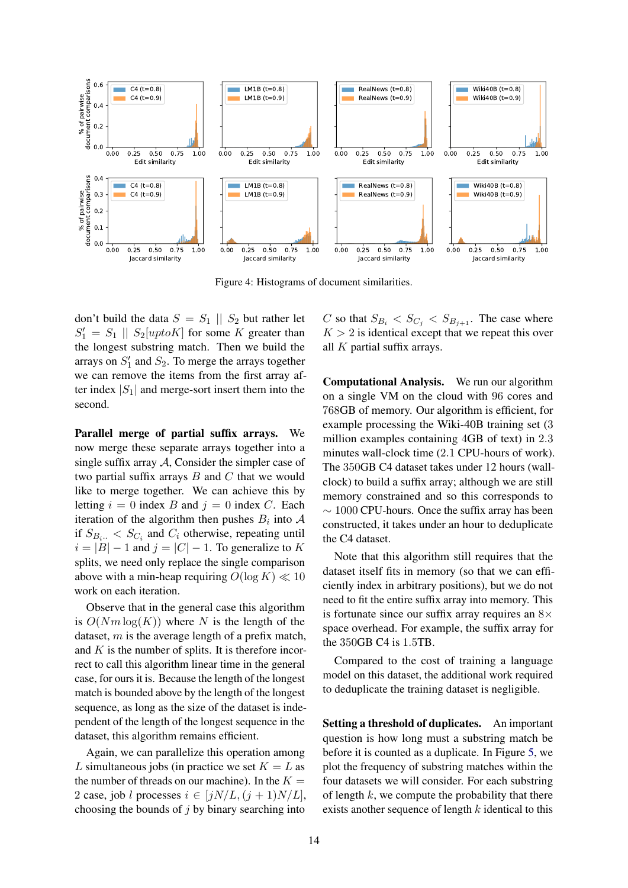Figure 4: Histograms of document similarities.

don't build the data $S = S_1 \,||\, S_2$ but rather let $S_1' = S_1 \,||\, S_2[uptoK]$ for some $K$ greater than the longest substring match. Then we build the arrays on $S_1'$ and $S_2$. To merge the arrays together we can remove the items from the first array after index $|S_1|$ and merge-sort insert them into the second.

**Parallel merge of partial suffix arrays.** We now merge these separate arrays together into a single suffix array $\mathcal{A}$, Consider the simpler case of two partial suffix arrays $B$ and $C$ that we would like to merge together. We can achieve this by letting $i = 0$ index $B$ and $j = 0$ index $C$. Each iteration of the algorithm then pushes $B_i$ into $\mathcal{A}$ if $S_{B_{i..}} < S_{C_i}$ and $C_i$ otherwise, repeating until $i = |B| - 1$ and $j = |C| - 1$. To generalize to $K$ splits, we need only replace the single comparison above with a min-heap requiring $O(\log K) \ll 10$ work on each iteration.

Observe that in the general case this algorithm is $O(Nm \log(K))$ where $N$ is the length of the dataset, $m$ is the average length of a prefix match, and $K$ is the number of splits. It is therefore incorrect to call this algorithm linear time in the general case, for ours it is. Because the length of the longest match is bounded above by the length of the longest sequence, as long as the size of the dataset is independent of the length of the longest sequence in the dataset, this algorithm remains efficient.

Again, we can parallelize this operation among $L$ simultaneous jobs (in practice we set $K = L$ as the number of threads on our machine). In the $K = 2$ case, job $l$ processes $i \in [jN/L, (j+1)N/L]$, choosing the bounds of $j$ by binary searching into $C$ so that $S_{B_i} < S_{C_j} < S_{B_{j+1}}$. The case where $K > 2$ is identical except that we repeat this over all $K$ partial suffix arrays.

**Computational Analysis.** We run our algorithm on a single VM on the cloud with 96 cores and 768GB of memory. Our algorithm is efficient, for example processing the Wiki-40B training set (3 million examples containing 4GB of text) in 2.3 minutes wall-clock time (2.1 CPU-hours of work). The 350GB C4 dataset takes under 12 hours (wall-clock) to build a suffix array; although we are still memory constrained and so this corresponds to $\sim 1000$ CPU-hours. Once the suffix array has been constructed, it takes under an hour to deduplicate the C4 dataset.

Note that this algorithm still requires that the dataset itself fits in memory (so that we can efficiently index in arbitrary positions), but we do not need to fit the entire suffix array into memory. This is fortunate since our suffix array requires an $8\times$ space overhead. For example, the suffix array for the 350GB C4 is 1.5TB.

Compared to the cost of training a language model on this dataset, the additional work required to deduplicate the training dataset is negligible.

**Setting a threshold of duplicates.** An important question is how long must a substring match be before it is counted as a duplicate. In Figure 5, we plot the frequency of substring matches within the four datasets we will consider. For each substring of length $k$, we compute the probability that there exists another sequence of length $k$ identical to this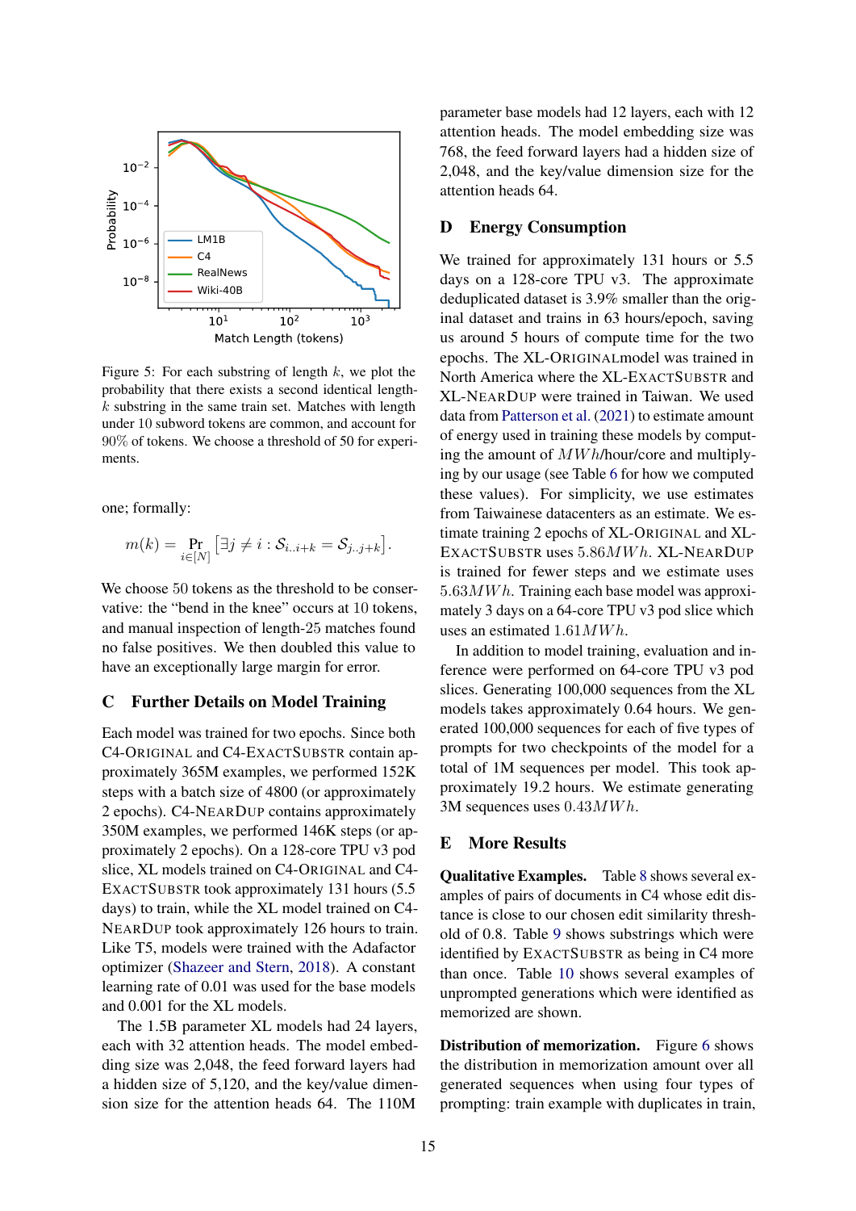Figure 5: For each substring of length $k$, we plot the probability that there exists a second identical length-$k$ substring in the same train set. Matches with length under 10 subword tokens are common, and account for 90% of tokens. We choose a threshold of 50 for experiments.

one; formally:

$$m(k) = \Pr_{i \in [N]} \left[ \exists j \neq i : \mathcal{S}_{i..i+k} = \mathcal{S}_{j..j+k} \right].$$

We choose 50 tokens as the threshold to be conservative: the "bend in the knee" occurs at 10 tokens, and manual inspection of length-25 matches found no false positives. We then doubled this value to have an exceptionally large margin for error.

## C Further Details on Model Training

Each model was trained for two epochs. Since both C4-ORIGINAL and C4-EXACTSUBSTR contain approximately 365M examples, we performed 152K steps with a batch size of 4800 (or approximately 2 epochs). C4-NEARDUP contains approximately 350M examples, we performed 146K steps (or approximately 2 epochs). On a 128-core TPU v3 pod slice, XL models trained on C4-ORIGINAL and C4-EXACTSUBSTR took approximately 131 hours (5.5 days) to train, while the XL model trained on C4-NEARDUP took approximately 126 hours to train. Like T5, models were trained with the Adafactor optimizer (Shazeer and Stern, 2018). A constant learning rate of 0.01 was used for the base models and 0.001 for the XL models.

The 1.5B parameter XL models had 24 layers, each with 32 attention heads. The model embedding size was 2,048, the feed forward layers had a hidden size of 5,120, and the key/value dimension size for the attention heads 64. The 110M parameter base models had 12 layers, each with 12 attention heads. The model embedding size was 768, the feed forward layers had a hidden size of 2,048, and the key/value dimension size for the attention heads 64.

## D Energy Consumption

We trained for approximately 131 hours or 5.5 days on a 128-core TPU v3. The approximate deduplicated dataset is 3.9% smaller than the original dataset and trains in 63 hours/epoch, saving us around 5 hours of compute time for the two epochs. The XL-ORIGINALmodel was trained in North America where the XL-EXACTSUBSTR and XL-NEARDUP were trained in Taiwan. We used data from Patterson et al. (2021) to estimate amount of energy used in training these models by computing the amount of $MWh$/hour/core and multiplying by our usage (see Table 6 for how we computed these values). For simplicity, we use estimates from Taiwainese datacenters as an estimate. We estimate training 2 epochs of XL-ORIGINAL and XL-EXACTSUBSTR uses $5.86 MWh$. XL-NEARDUP is trained for fewer steps and we estimate uses $5.63 MWh$. Training each base model was approximately 3 days on a 64-core TPU v3 pod slice which uses an estimated $1.61 MWh$.

In addition to model training, evaluation and inference were performed on 64-core TPU v3 pod slices. Generating 100,000 sequences from the XL models takes approximately 0.64 hours. We generated 100,000 sequences for each of five types of prompts for two checkpoints of the model for a total of 1M sequences per model. This took approximately 19.2 hours. We estimate generating 3M sequences uses $0.43 MWh$.

## E More Results

**Qualitative Examples.** Table 8 shows several examples of pairs of documents in C4 whose edit distance is close to our chosen edit similarity threshold of 0.8. Table 9 shows substrings which were identified by EXACTSUBSTR as being in C4 more than once. Table 10 shows several examples of unprompted generations which were identified as memorized are shown.

**Distribution of memorization.** Figure 6 shows the distribution in memorization amount over all generated sequences when using four types of prompting: train example with duplicates in train,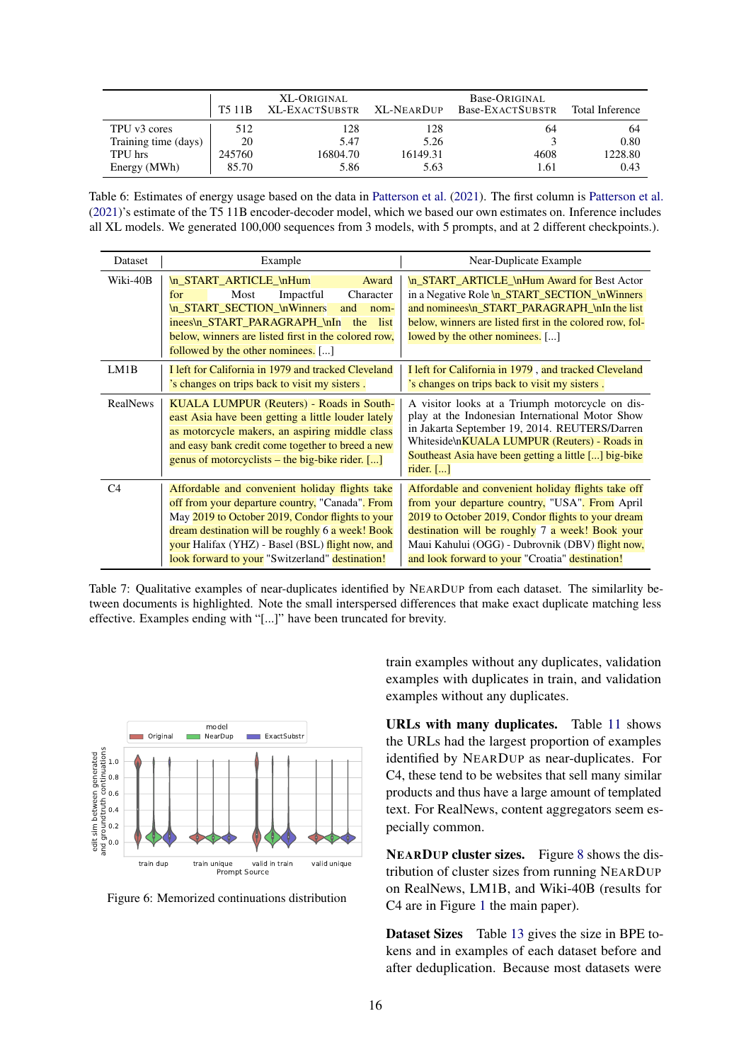| | T5 11B | XL-ORIGINAL XL-EXACTSUBSTR | XL-NEARDUP | Base-ORIGINAL Base-EXACTSUBSTR | Total Inference |
|---|---|---|---|---|---|
| TPU v3 cores | 512 | 128 | 128 | 64 | 64 |
| Training time (days) | 20 | 5.47 | 5.26 | 3 | 0.80 |
| TPU hrs | 245760 | 16804.70 | 16149.31 | 4608 | 1228.80 |
| Energy (MWh) | 85.70 | 5.86 | 5.63 | 1.61 | 0.43 |

Table 6: Estimates of energy usage based on the data in Patterson et al. (2021). The first column is Patterson et al. (2021)'s estimate of the T5 11B encoder-decoder model, which we based our own estimates on. Inference includes all XL models. We generated 100,000 sequences from 3 models, with 5 prompts, and at 2 different checkpoints.).

| Dataset | Example | Near-Duplicate Example |
|---|---|---|
| Wiki-40B | \n_START_ARTICLE_\nHum Award for Most Impactful Character \n_START_SECTION_\nWinners and nominees\n_START_PARAGRAPH_\nIn the list below, winners are listed first in the colored row, followed by the other nominees. [...] | \n_START_ARTICLE_\nHum Award for Best Actor in a Negative Role \n_START_SECTION_\nWinners and nominees\n_START_PARAGRAPH_\nIn the list below, winners are listed first in the colored row, followed by the other nominees. [...] |
| LM1B | I left for California in 1979 and tracked Cleveland 's changes on trips back to visit my sisters . | I left for California in 1979 , and tracked Cleveland 's changes on trips back to visit my sisters . |
| RealNews | KUALA LUMPUR (Reuters) - Roads in Southeast Asia have been getting a little louder lately as motorcycle makers, an aspiring middle class and easy bank credit come together to breed a new genus of motorcyclists – the big-bike rider. [...] | A visitor looks at a Triumph motorcycle on display at the Indonesian International Motor Show in Jakarta September 19, 2014. REUTERS/Darren Whiteside\nKUALA LUMPUR (Reuters) - Roads in Southeast Asia have been getting a little [...] big-bike rider. [...] |
| C4 | Affordable and convenient holiday flights take off from your departure country, "Canada". From May 2019 to October 2019, Condor flights to your dream destination will be roughly 6 a week! Book your Halifax (YHZ) - Basel (BSL) flight now, and look forward to your "Switzerland" destination! | Affordable and convenient holiday flights take off from your departure country, "USA". From April 2019 to October 2019, Condor flights to your dream destination will be roughly 7 a week! Book your Maui Kahului (OGG) - Dubrovnik (DBV) flight now, and look forward to your "Croatia" destination! |

Table 7: Qualitative examples of near-duplicates identified by NEARDUP from each dataset. The similarlity between documents is highlighted. Note the small interspersed differences that make exact duplicate matching less effective. Examples ending with "[...]" have been truncated for brevity.

Figure 6: Memorized continuations distribution

train examples without any duplicates, validation examples with duplicates in train, and validation examples without any duplicates.

**URLs with many duplicates.** Table 11 shows the URLs had the largest proportion of examples identified by NEARDUP as near-duplicates. For C4, these tend to be websites that sell many similar products and thus have a large amount of templated text. For RealNews, content aggregators seem especially common.

**NEARDUP cluster sizes.** Figure 8 shows the distribution of cluster sizes from running NEARDUP on RealNews, LM1B, and Wiki-40B (results for C4 are in Figure 1 the main paper).

**Dataset Sizes** Table 13 gives the size in BPE tokens and in examples of each dataset before and after deduplication. Because most datasets were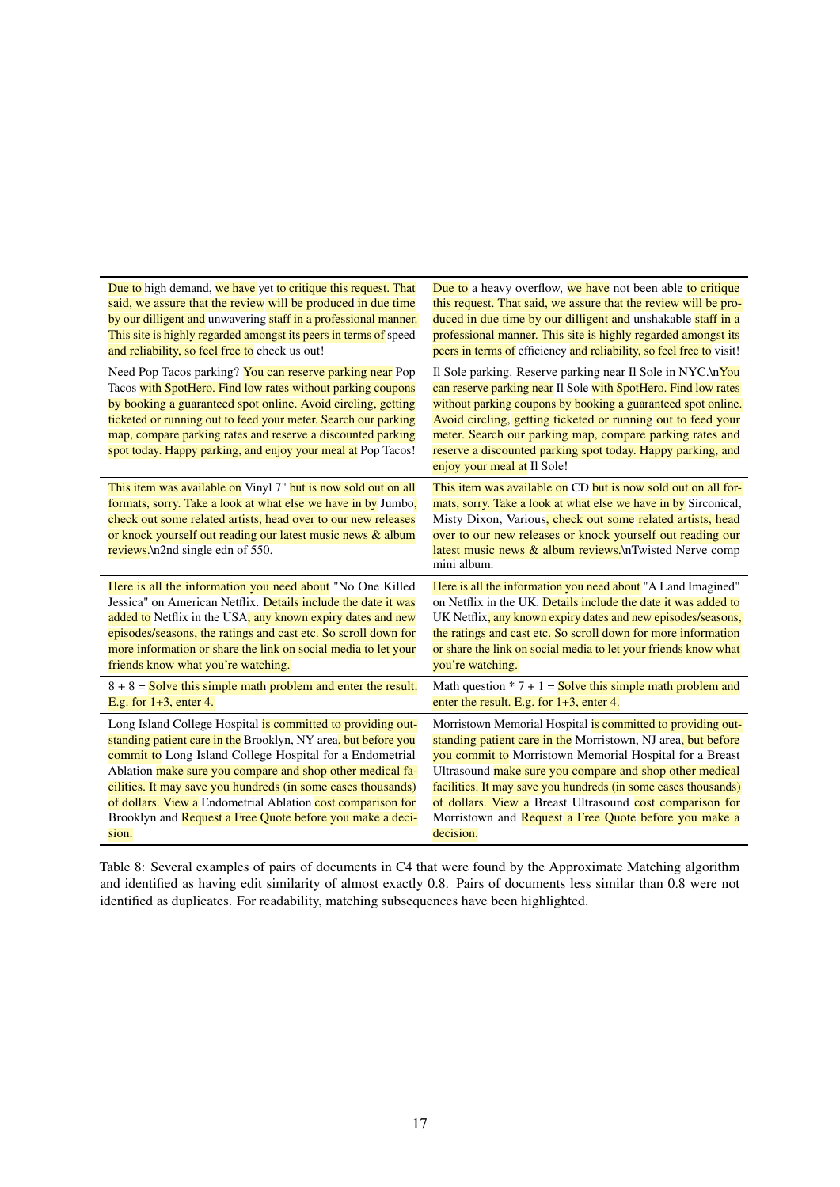| | |
|---|---|
| Due to high demand, we have yet to critique this request. That said, we assure that the review will be produced in due time by our dilligent and unwavering staff in a professional manner. This site is highly regarded amongst its peers in terms of speed and reliability, so feel free to check us out! | Due to a heavy overflow, we have not been able to critique this request. That said, we assure that the review will be produced in due time by our dilligent and unshakable staff in a professional manner. This site is highly regarded amongst its peers in terms of efficiency and reliability, so feel free to visit! |
| Need Pop Tacos parking? You can reserve parking near Pop Tacos with SpotHero. Find low rates without parking coupons by booking a guaranteed spot online. Avoid circling, getting ticketed or running out to feed your meter. Search our parking map, compare parking rates and reserve a discounted parking spot today. Happy parking, and enjoy your meal at Pop Tacos! | Il Sole parking. Reserve parking near Il Sole in NYC.\nYou can reserve parking near Il Sole with SpotHero. Find low rates without parking coupons by booking a guaranteed spot online. Avoid circling, getting ticketed or running out to feed your meter. Search our parking map, compare parking rates and reserve a discounted parking spot today. Happy parking, and enjoy your meal at Il Sole! |
| This item was available on Vinyl 7" but is now sold out on all formats, sorry. Take a look at what else we have in by Jumbo, check out some related artists, head over to our new releases or knock yourself out reading our latest music news & album reviews.\n2nd single edn of 550. | This item was available on CD but is now sold out on all formats, sorry. Take a look at what else we have in by Sirconical, Misty Dixon, Various, check out some related artists, head over to our new releases or knock yourself out reading our latest music news & album reviews.\nTwisted Nerve comp mini album. |
| Here is all the information you need about "No One Killed Jessica" on American Netflix. Details include the date it was added to Netflix in the USA, any known expiry dates and new episodes/seasons, the ratings and cast etc. So scroll down for more information or share the link on social media to let your friends know what you're watching. | Here is all the information you need about "A Land Imagined" on Netflix in the UK. Details include the date it was added to UK Netflix, any known expiry dates and new episodes/seasons, the ratings and cast etc. So scroll down for more information or share the link on social media to let your friends know what you're watching. |
| 8 + 8 = Solve this simple math problem and enter the result. E.g. for 1+3, enter 4. | Math question * 7 + 1 = Solve this simple math problem and enter the result. E.g. for 1+3, enter 4. |
| Long Island College Hospital is committed to providing outstanding patient care in the Brooklyn, NY area, but before you commit to Long Island College Hospital for a Endometrial Ablation make sure you compare and shop other medical facilities. It may save you hundreds (in some cases thousands) of dollars. View a Endometrial Ablation cost comparison for Brooklyn and Request a Free Quote before you make a decision. | Morristown Memorial Hospital is committed to providing outstanding patient care in the Morristown, NJ area, but before you commit to Morristown Memorial Hospital for a Breast Ultrasound make sure you compare and shop other medical facilities. It may save you hundreds (in some cases thousands) of dollars. View a Breast Ultrasound cost comparison for Morristown and Request a Free Quote before you make a decision. |

Table 8: Several examples of pairs of documents in C4 that were found by the Approximate Matching algorithm and identified as having edit similarity of almost exactly 0.8. Pairs of documents less similar than 0.8 were not identified as duplicates. For readability, matching subsequences have been highlighted.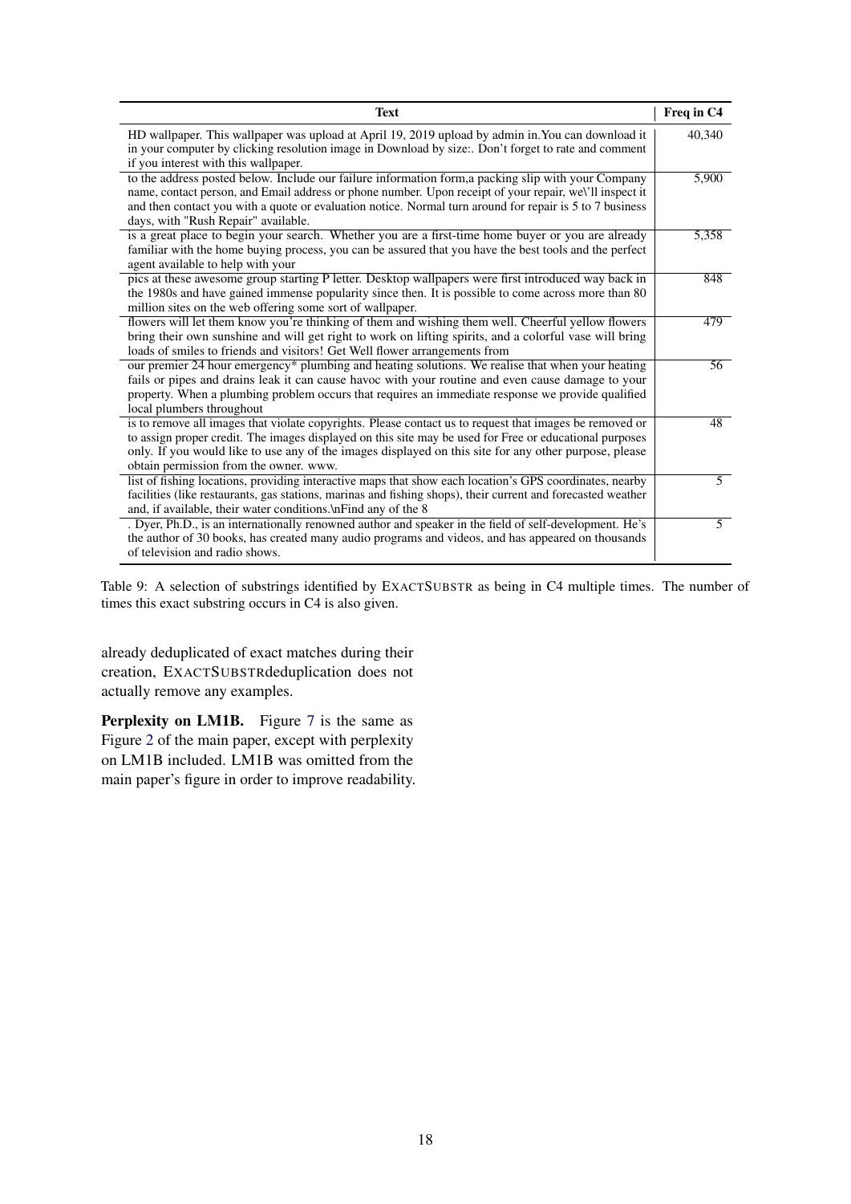| Text | Freq in C4 |
|---|---|
| HD wallpaper. This wallpaper was upload at April 19, 2019 upload by admin in.You can download it in your computer by clicking resolution image in Download by size:. Don't forget to rate and comment if you interest with this wallpaper. | 40,340 |
| to the address posted below. Include our failure information form,a packing slip with your Company name, contact person, and Email address or phone number. Upon receipt of your repair, we\'ll inspect it and then contact you with a quote or evaluation notice. Normal turn around for repair is 5 to 7 business days, with "Rush Repair" available. | 5,900 |
| is a great place to begin your search. Whether you are a first-time home buyer or you are already familiar with the home buying process, you can be assured that you have the best tools and the perfect agent available to help with your | 5,358 |
| pics at these awesome group starting P letter. Desktop wallpapers were first introduced way back in the 1980s and have gained immense popularity since then. It is possible to come across more than 80 million sites on the web offering some sort of wallpaper. | 848 |
| flowers will let them know you're thinking of them and wishing them well. Cheerful yellow flowers bring their own sunshine and will get right to work on lifting spirits, and a colorful vase will bring loads of smiles to friends and visitors! Get Well flower arrangements from | 479 |
| our premier 24 hour emergency* plumbing and heating solutions. We realise that when your heating fails or pipes and drains leak it can cause havoc with your routine and even cause damage to your property. When a plumbing problem occurs that requires an immediate response we provide qualified local plumbers throughout | 56 |
| is to remove all images that violate copyrights. Please contact us to request that images be removed or to assign proper credit. The images displayed on this site may be used for Free or educational purposes only. If you would like to use any of the images displayed on this site for any other purpose, please obtain permission from the owner. www. | 48 |
| list of fishing locations, providing interactive maps that show each location's GPS coordinates, nearby facilities (like restaurants, gas stations, marinas and fishing shops), their current and forecasted weather and, if available, their water conditions.\nFind any of the 8 | 5 |
| . Dyer, Ph.D., is an internationally renowned author and speaker in the field of self-development. He's the author of 30 books, has created many audio programs and videos, and has appeared on thousands of television and radio shows. | 5 |

Table 9: A selection of substrings identified by EXACTSUBSTR as being in C4 multiple times. The number of times this exact substring occurs in C4 is also given.

already deduplicated of exact matches during their creation, EXACTSUBSTRdeduplication does not actually remove any examples.

**Perplexity on LM1B.** Figure 7 is the same as Figure 2 of the main paper, except with perplexity on LM1B included. LM1B was omitted from the main paper's figure in order to improve readability.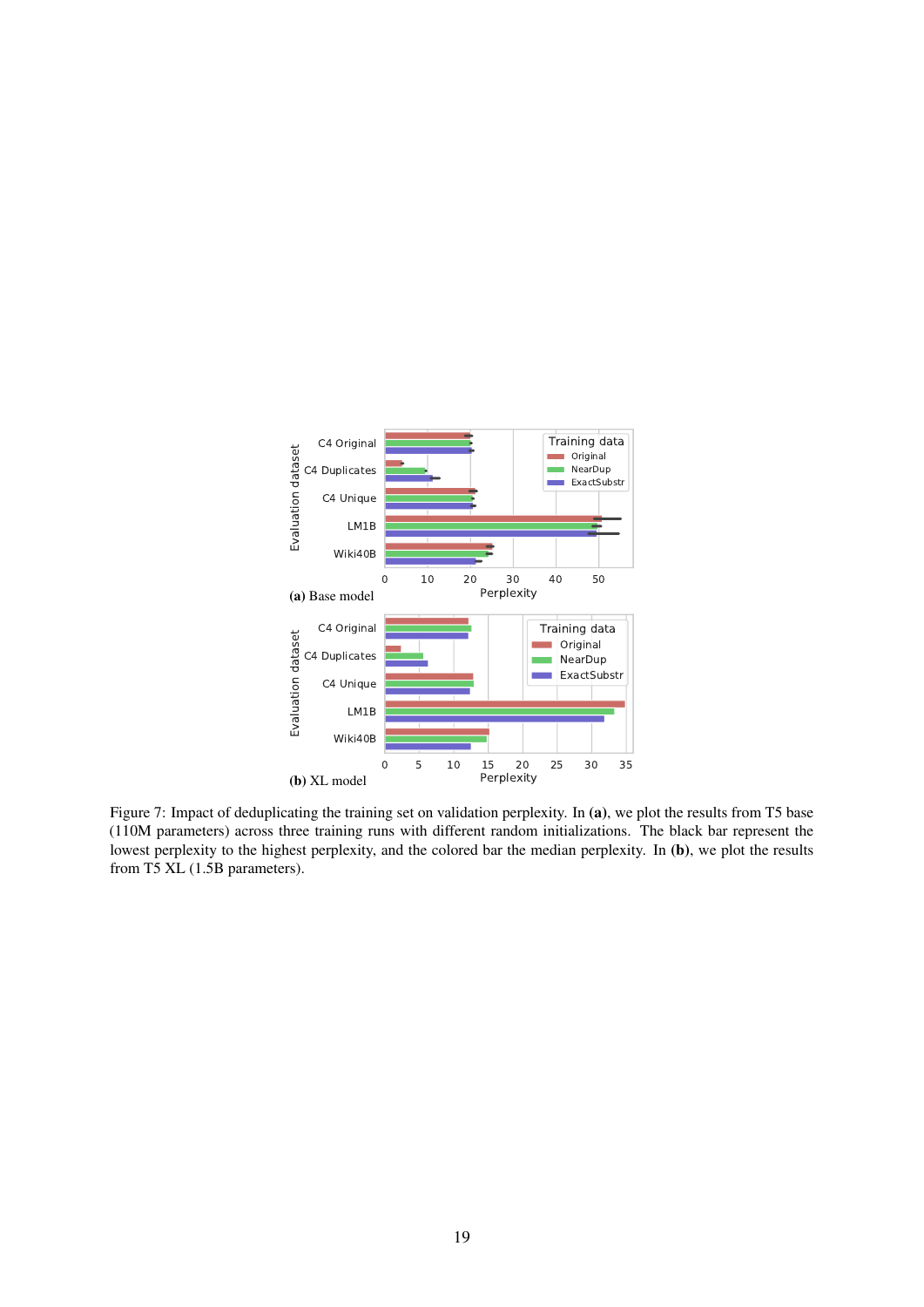(a) Base model

(b) XL model

Figure 7: Impact of deduplicating the training set on validation perplexity. In **(a)**, we plot the results from T5 base (110M parameters) across three training runs with different random initializations. The black bar represent the lowest perplexity to the highest perplexity, and the colored bar the median perplexity. In **(b)**, we plot the results from T5 XL (1.5B parameters).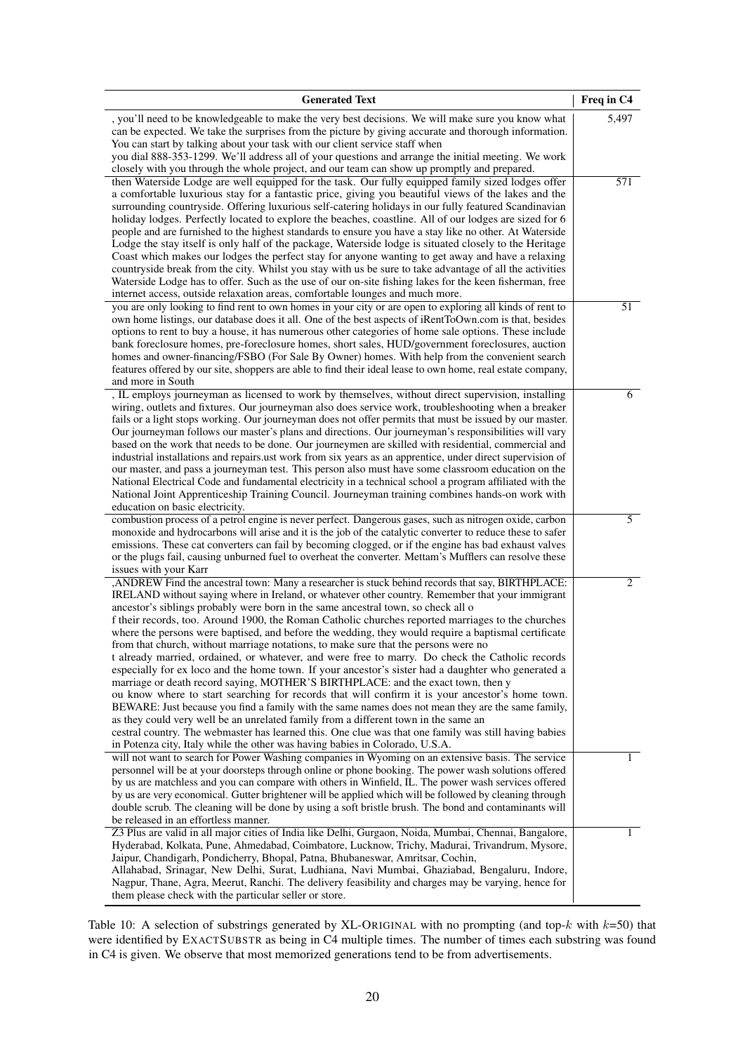| Generated Text | Freq in C4 |
|---|---|
| , you'll need to be knowledgeable to make the very best decisions. We will make sure you know what can be expected. We take the surprises from the picture by giving accurate and thorough information. You can start by talking about your task with our client service staff when you dial 888-353-1299. We'll address all of your questions and arrange the initial meeting. We work closely with you through the whole project, and our team can show up promptly and prepared. | 5,497 |
| then Waterside Lodge are well equipped for the task. Our fully equipped family sized lodges offer a comfortable luxurious stay for a fantastic price, giving you beautiful views of the lakes and the surrounding countryside. Offering luxurious self-catering holidays in our fully featured Scandinavian holiday lodges. Perfectly located to explore the beaches, coastline. All of our lodges are sized for 6 people and are furnished to the highest standards to ensure you have a stay like no other. At Waterside Lodge the stay itself is only half of the package, Waterside lodge is situated closely to the Heritage Coast which makes our lodges the perfect stay for anyone wanting to get away and have a relaxing countryside break from the city. Whilst you stay with us be sure to take advantage of all the activities Waterside Lodge has to offer. Such as the use of our on-site fishing lakes for the keen fisherman, free internet access, outside relaxation areas, comfortable lounges and much more. | 571 |
| you are only looking to find rent to own homes in your city or are open to exploring all kinds of rent to own home listings, our database does it all. One of the best aspects of iRentToOwn.com is that, besides options to rent to buy a house, it has numerous other categories of home sale options. These include bank foreclosure homes, pre-foreclosure homes, short sales, HUD/government foreclosures, auction homes and owner-financing/FSBO (For Sale By Owner) homes. With help from the convenient search features offered by our site, shoppers are able to find their ideal lease to own home, real estate company, and more in South | 51 |
| , IL employs journeyman as licensed to work by themselves, without direct supervision, installing wiring, outlets and fixtures. Our journeyman also does service work, troubleshooting when a breaker fails or a light stops working. Our journeyman does not offer permits that must be issued by our master. Our journeyman follows our master's plans and directions. Our journeyman's responsibilities will vary based on the work that needs to be done. Our journeymen are skilled with residential, commercial and industrial installations and repairs.ust work from six years as an apprentice, under direct supervision of our master, and pass a journeyman test. This person also must have some classroom education on the National Electrical Code and fundamental electricity in a technical school a program affiliated with the National Joint Apprenticeship Training Council. Journeyman training combines hands-on work with education on basic electricity. | 6 |
| combustion process of a petrol engine is never perfect. Dangerous gases, such as nitrogen oxide, carbon monoxide and hydrocarbons will arise and it is the job of the catalytic converter to reduce these to safer emissions. These cat converters can fail by becoming clogged, or if the engine has bad exhaust valves or the plugs fail, causing unburned fuel to overheat the converter. Mettam's Mufflers can resolve these issues with your Karr | 5 |
| ,ANDREW Find the ancestral town: Many a researcher is stuck behind records that say, BIRTHPLACE: IRELAND without saying where in Ireland, or whatever other country. Remember that your immigrant ancestor's siblings probably were born in the same ancestral town, so check all o f their records, too. Around 1900, the Roman Catholic churches reported marriages to the churches where the persons were baptised, and before the wedding, they would require a baptismal certificate from that church, without marriage notations, to make sure that the persons were no t already married, ordained, or whatever, and were free to marry. Do check the Catholic records especially for ex loco and the home town. If your ancestor's sister had a daughter who generated a marriage or death record saying, MOTHER'S BIRTHPLACE: and the exact town, then y ou know where to start searching for records that will confirm it is your ancestor's home town. BEWARE: Just because you find a family with the same names does not mean they are the same family, as they could very well be an unrelated family from a different town in the same an cestral country. The webmaster has learned this. One clue was that one family was still having babies in Potenza city, Italy while the other was having babies in Colorado, U.S.A. | 2 |
| will not want to search for Power Washing companies in Wyoming on an extensive basis. The service personnel will be at your doorsteps through online or phone booking. The power wash solutions offered by us are matchless and you can compare with others in Winfield, IL. The power wash services offered by us are very economical. Gutter brightener will be applied which will be followed by cleaning through double scrub. The cleaning will be done by using a soft bristle brush. The bond and contaminants will be released in an effortless manner. | 1 |
| Z3 Plus are valid in all major cities of India like Delhi, Gurgaon, Noida, Mumbai, Chennai, Bangalore, Hyderabad, Kolkata, Pune, Ahmedabad, Coimbatore, Lucknow, Trichy, Madurai, Trivandrum, Mysore, Jaipur, Chandigarh, Pondicherry, Bhopal, Patna, Bhubaneswar, Amritsar, Cochin, Allahabad, Srinagar, New Delhi, Surat, Ludhiana, Navi Mumbai, Ghaziabad, Bengaluru, Indore, Nagpur, Thane, Agra, Meerut, Ranchi. The delivery feasibility and charges may be varying, hence for them please check with the particular seller or store. | 1 |

Table 10: A selection of substrings generated by XL-ORIGINAL with no prompting (and top-$k$ with $k$=50) that were identified by EXACTSUBSTR as being in C4 multiple times. The number of times each substring was found in C4 is given. We observe that most memorized generations tend to be from advertisements.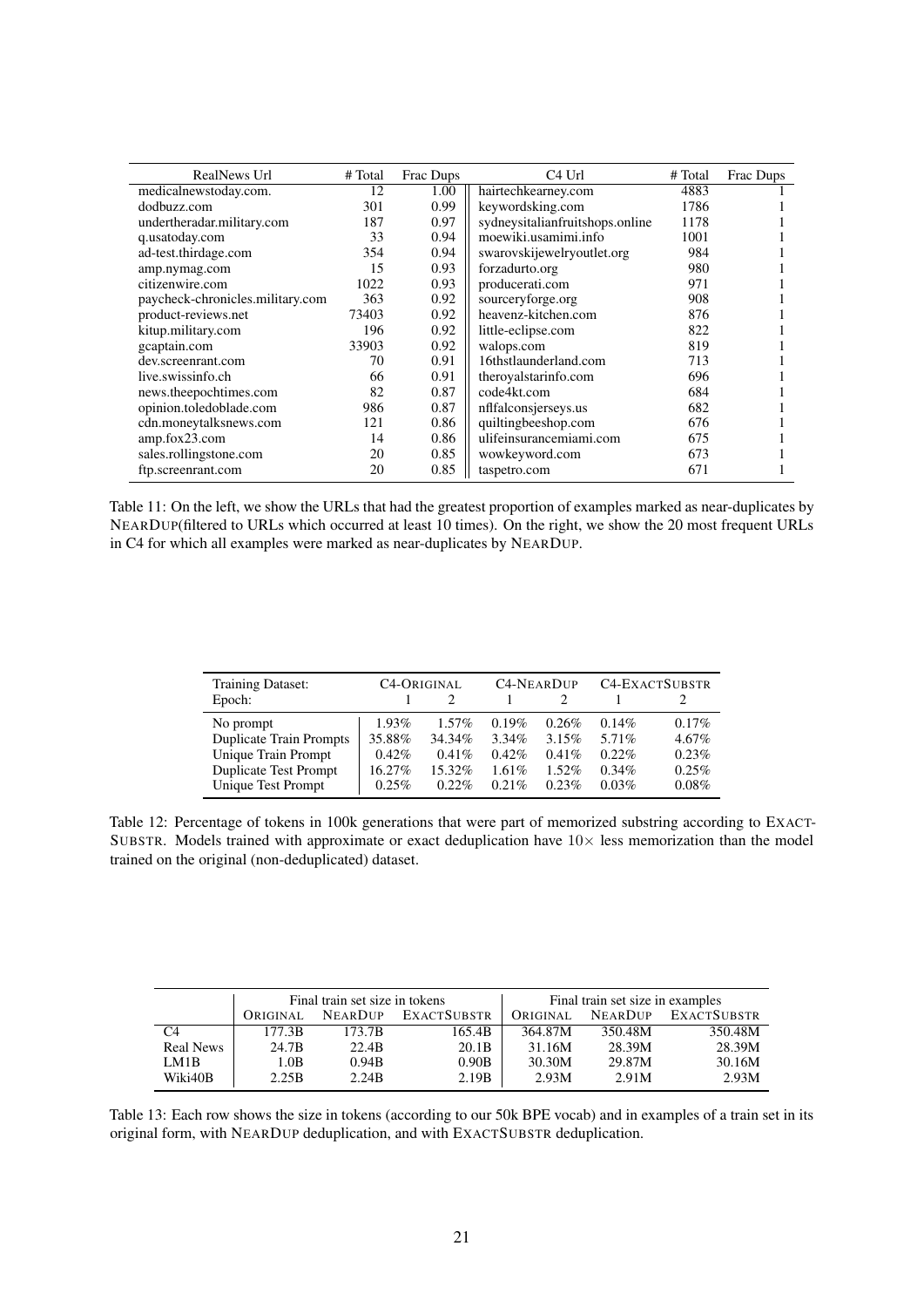| RealNews Url | # Total | Frac Dups | C4 Url | # Total | Frac Dups |
|---|---|---|---|---|---|
| medicalnewstoday.com. | 12 | 1.00 | hairtechkearney.com | 4883 | 1 |
| dodbuzz.com | 301 | 0.99 | keywordsking.com | 1786 | 1 |
| undertheradar.military.com | 187 | 0.97 | sydneysitalianfruitshops.online | 1178 | 1 |
| q.usatoday.com | 33 | 0.94 | moewiki.usamimi.info | 1001 | 1 |
| ad-test.thirdage.com | 354 | 0.94 | swarovskijewelryoutlet.org | 984 | 1 |
| amp.nymag.com | 15 | 0.93 | forzadurto.org | 980 | 1 |
| citizenwire.com | 1022 | 0.93 | producerati.com | 971 | 1 |
| paycheck-chronicles.military.com | 363 | 0.92 | sourceryforge.org | 908 | 1 |
| product-reviews.net | 73403 | 0.92 | heavenz-kitchen.com | 876 | 1 |
| kitup.military.com | 196 | 0.92 | little-eclipse.com | 822 | 1 |
| gcaptain.com | 33903 | 0.92 | walops.com | 819 | 1 |
| dev.screenrant.com | 70 | 0.91 | 16thstlaunderland.com | 713 | 1 |
| live.swissinfo.ch | 66 | 0.91 | theroyalstarinfo.com | 696 | 1 |
| news.theepochtimes.com | 82 | 0.87 | code4kt.com | 684 | 1 |
| opinion.toledoblade.com | 986 | 0.87 | nflfalconsjerseys.us | 682 | 1 |
| cdn.moneytalksnews.com | 121 | 0.86 | quiltingbeeshop.com | 676 | 1 |
| amp.fox23.com | 14 | 0.86 | ulifeinsurancemiami.com | 675 | 1 |
| sales.rollingstone.com | 20 | 0.85 | wowkeyword.com | 673 | 1 |
| ftp.screenrant.com | 20 | 0.85 | taspetro.com | 671 | 1 |

Table 11: On the left, we show the URLs that had the greatest proportion of examples marked as near-duplicates by NearDup(filtered to URLs which occurred at least 10 times). On the right, we show the 20 most frequent URLs in C4 for which all examples were marked as near-duplicates by NearDup.

| Training Dataset: | C4-Original | | C4-NearDup | | C4-ExactSubstr | |
|---|---|---|---|---|---|---|
| Epoch: | 1 | 2 | 1 | 2 | 1 | 2 |
| No prompt | 1.93% | 1.57% | 0.19% | 0.26% | 0.14% | 0.17% |
| Duplicate Train Prompts | 35.88% | 34.34% | 3.34% | 3.15% | 5.71% | 4.67% |
| Unique Train Prompt | 0.42% | 0.41% | 0.42% | 0.41% | 0.22% | 0.23% |
| Duplicate Test Prompt | 16.27% | 15.32% | 1.61% | 1.52% | 0.34% | 0.25% |
| Unique Test Prompt | 0.25% | 0.22% | 0.21% | 0.23% | 0.03% | 0.08% |

Table 12: Percentage of tokens in 100k generations that were part of memorized substring according to ExactSubstr. Models trained with approximate or exact deduplication have $10\times$ less memorization than the model trained on the original (non-deduplicated) dataset.

| | Final train set size in tokens | | | Final train set size in examples | | |
|---|---|---|---|---|---|---|
| | Original | NearDup | ExactSubstr | Original | NearDup | ExactSubstr |
| C4 | 177.3B | 173.7B | 165.4B | 364.87M | 350.48M | 350.48M |
| Real News | 24.7B | 22.4B | 20.1B | 31.16M | 28.39M | 28.39M |
| LM1B | 1.0B | 0.94B | 0.90B | 30.30M | 29.87M | 30.16M |
| Wiki40B | 2.25B | 2.24B | 2.19B | 2.93M | 2.91M | 2.93M |

Table 13: Each row shows the size in tokens (according to our 50k BPE vocab) and in examples of a train set in its original form, with NearDup deduplication, and with ExactSubstr deduplication.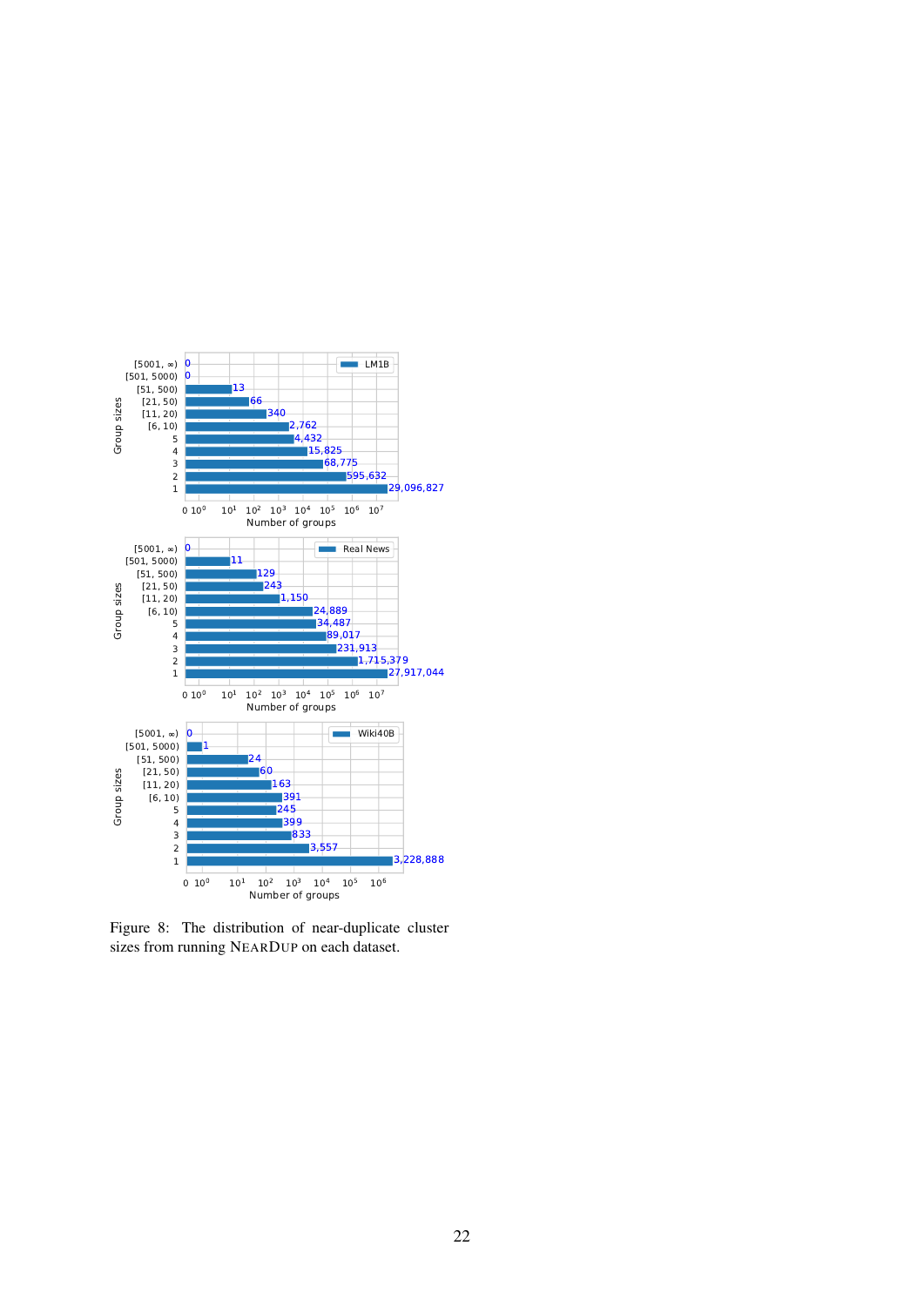LM1B

Group sizes

[5001, ∞) 0
[501, 5000) 0
[51, 500) 13
[21, 50) 66
[11, 20) 340
[6, 10) 2,762
5 4,432
4 15,825
3 68,775
2 595,632
1 29,096,827

0 $10^0$ $10^1$ $10^2$ $10^3$ $10^4$ $10^5$ $10^6$ $10^7$

Number of groups

Real News

Group sizes

[5001, ∞) 0
[501, 5000) 11
[51, 500) 129
[21, 50) 243
[11, 20) 1,150
[6, 10) 24,889
5 34,487
4 89,017
3 231,913
2 1,715,379
1 27,917,044

0 $10^0$ $10^1$ $10^2$ $10^3$ $10^4$ $10^5$ $10^6$ $10^7$

Number of groups

Wiki40B

Group sizes

[5001, ∞) 0
[501, 5000) 1
[51, 500) 24
[21, 50) 60
[11, 20) 163
[6, 10) 391
5 245
4 399
3 833
2 3,557
1 3,228,888

0 $10^0$ $10^1$ $10^2$ $10^3$ $10^4$ $10^5$ $10^6$

Number of groups

Figure 8: The distribution of near-duplicate cluster sizes from running NEARDUP on each dataset.